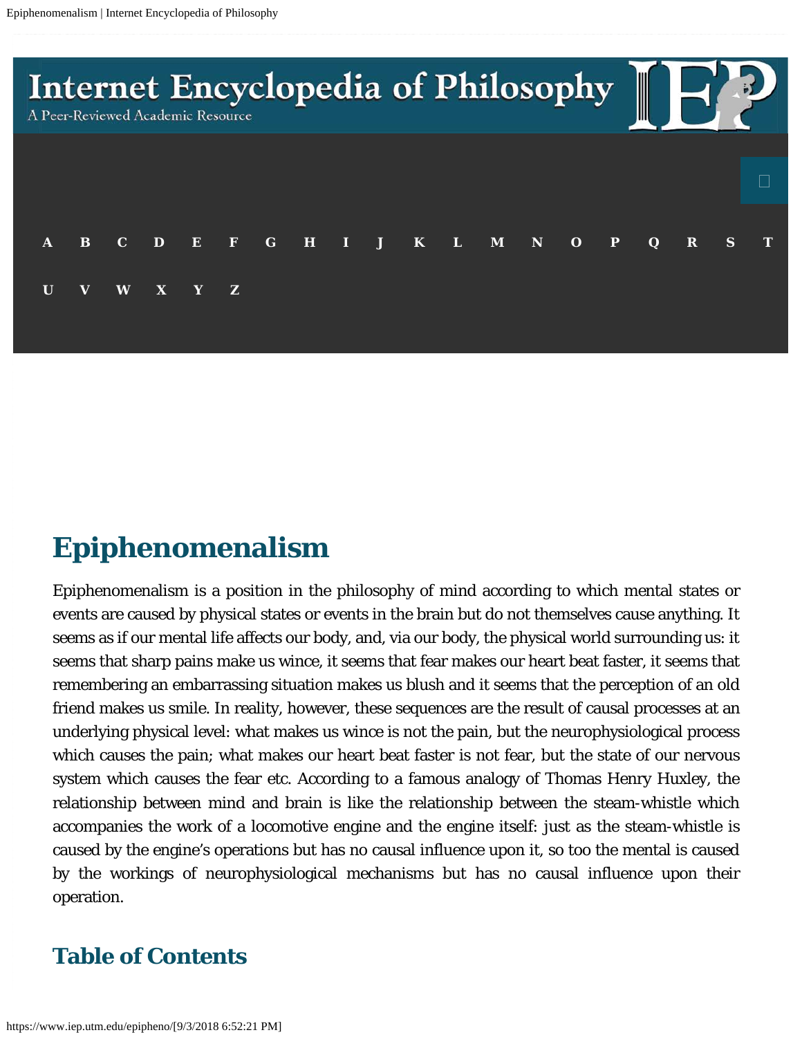# Epiphenomenalism

Epiphenomenalism is a position in the philosophy of mind according to which mental states or events are caused by physical states or events in the brain but do not themselves cause anything. It seems as if our mental life affects our body, and, via our body, the physical world surrounding us: it seems that sharp pains make us wince, it seems that fear makes our heart beat faster, it seems that remembering an embarrassing situation makes us blush and it seems that the perception of an old friend makes us smile. In reality, however, these sequences are the result of causal processes at an underlying physical level: what makes us wince is not the pain, but the neurophysiological process which causes the pain; what makes our heart beat faster is not fear, but the state of our nervous system which causes the fear etc. According to a famous analogy of Thomas Henry Huxley, the relationship between mind and brain is like the relationship between the steam-whistle which accompanies the work of a locomotive engine and the engine itself: just as the steam-whistle is caused by the engine's operations but has no causal influence upon it, so too the mental is caused by the workings of neurophysiological mechanisms but has no causal influence upon their operation.

## Table of Contents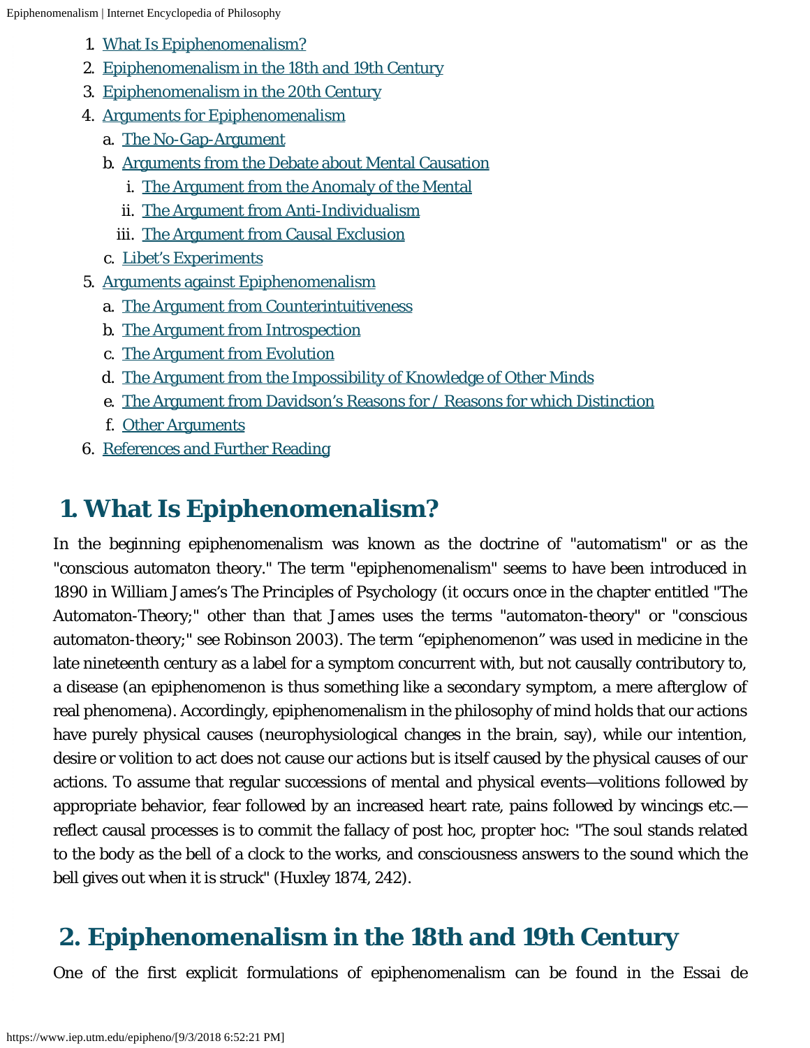1. What Is Epiphenomenalism?
2. Epiphenomenalism in the 18th and 19th Century
3. Epiphenomenalism in the 20th Century
4. Arguments for Epiphenomenalism
   a. The No-Gap-Argument
   b. Arguments from the Debate about Mental Causation
      i. The Argument from the Anomaly of the Mental
      ii. The Argument from Anti-Individualism
      iii. The Argument from Causal Exclusion
   c. Libet's Experiments
5. Arguments against Epiphenomenalism
   a. The Argument from Counterintuitiveness
   b. The Argument from Introspection
   c. The Argument from Evolution
   d. The Argument from the Impossibility of Knowledge of Other Minds
   e. The Argument from Davidson's Reasons for / Reasons for which Distinction
   f. Other Arguments
6. References and Further Reading

## 1. What Is Epiphenomenalism?

In the beginning epiphenomenalism was known as the doctrine of "automatism" or as the "conscious automaton theory." The term "epiphenomenalism" seems to have been introduced in 1890 in William James's The Principles of Psychology (it occurs once in the chapter entitled "The Automaton-Theory;" other than that James uses the terms "automaton-theory" or "conscious automaton-theory;" see Robinson 2003). The term "epiphenomenon" was used in medicine in the late nineteenth century as a label for a symptom concurrent with, but not causally contributory to, a disease (an epiphenomenon is thus something like a *secondary* symptom, a mere *afterglow* of real phenomena). Accordingly, epiphenomenalism in the philosophy of mind holds that our actions have purely physical causes (neurophysiological changes in the brain, say), while our intention, desire or volition to act does not cause our actions but is itself caused by the physical causes of our actions. To assume that regular successions of mental and physical events—volitions followed by appropriate behavior, fear followed by an increased heart rate, pains followed by wincings etc.—reflect causal processes is to commit the fallacy of post hoc, propter hoc: "The soul stands related to the body as the bell of a clock to the works, and consciousness answers to the sound which the bell gives out when it is struck" (Huxley 1874, 242).

## 2. Epiphenomenalism in the 18th and 19th Century

One of the first explicit formulations of epiphenomenalism can be found in the Essai de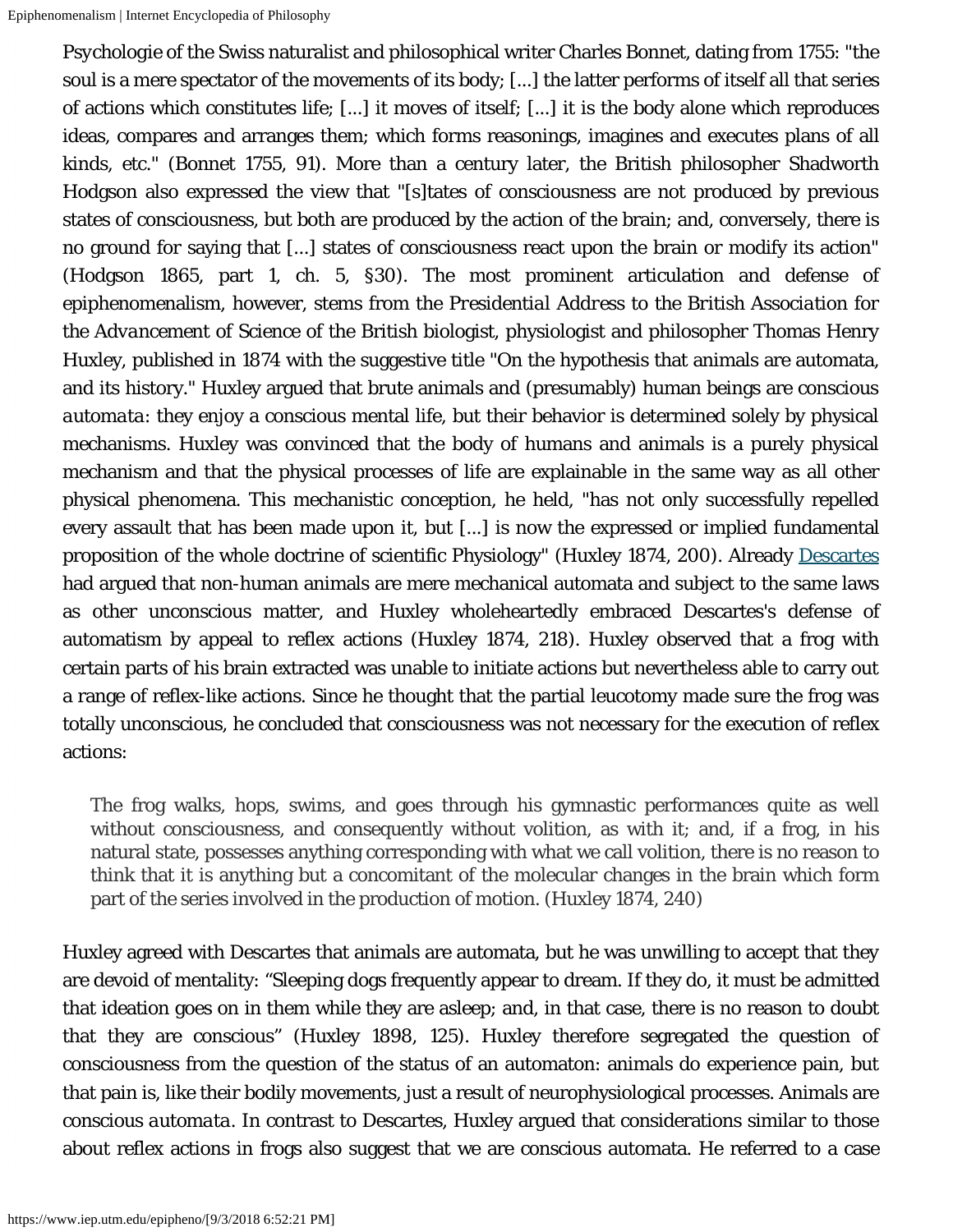Psychologie of the Swiss naturalist and philosophical writer Charles Bonnet, dating from 1755: "the soul is a mere spectator of the movements of its body; [...] the latter performs of itself all that series of actions which constitutes life; [...] it moves of itself; [...] it is the body alone which reproduces ideas, compares and arranges them; which forms reasonings, imagines and executes plans of all kinds, etc." (Bonnet 1755, 91). More than a century later, the British philosopher Shadworth Hodgson also expressed the view that "[s]tates of consciousness are not produced by previous states of consciousness, but both are produced by the action of the brain; and, conversely, there is no ground for saying that [...] states of consciousness react upon the brain or modify its action" (Hodgson 1865, part 1, ch. 5, §30). The most prominent articulation and defense of epiphenomenalism, however, stems from the *Presidential Address to the British Association for the Advancement of Science* of the British biologist, physiologist and philosopher Thomas Henry Huxley, published in 1874 with the suggestive title "On the hypothesis that animals are automata, and its history." Huxley argued that brute animals and (presumably) human beings are *conscious automata*: they enjoy a conscious mental life, but their behavior is determined solely by physical mechanisms. Huxley was convinced that the body of humans and animals is a purely physical mechanism and that the physical processes of life are explainable in the same way as all other physical phenomena. This mechanistic conception, he held, "has not only successfully repelled every assault that has been made upon it, but [...] is now the expressed or implied fundamental proposition of the whole doctrine of scientific Physiology" (Huxley 1874, 200). Already Descartes had argued that non-human animals are mere mechanical automata and subject to the same laws as other unconscious matter, and Huxley wholeheartedly embraced Descartes's defense of automatism by appeal to reflex actions (Huxley 1874, 218). Huxley observed that a frog with certain parts of his brain extracted was unable to initiate actions but nevertheless able to carry out a range of reflex-like actions. Since he thought that the partial leucotomy made sure the frog was totally unconscious, he concluded that consciousness was not necessary for the execution of reflex actions:

> The frog walks, hops, swims, and goes through his gymnastic performances quite as well without consciousness, and consequently without volition, as with it; and, if a frog, in his natural state, possesses anything corresponding with what we call volition, there is no reason to think that it is anything but a concomitant of the molecular changes in the brain which form part of the series involved in the production of motion. (Huxley 1874, 240)

Huxley agreed with Descartes that animals are automata, but he was unwilling to accept that they are devoid of mentality: "Sleeping dogs frequently appear to dream. If they do, it must be admitted that ideation goes on in them while they are asleep; and, in that case, there is no reason to doubt that they are conscious" (Huxley 1898, 125). Huxley therefore segregated the question of consciousness from the question of the status of an automaton: animals do experience pain, but that pain is, like their bodily movements, just a result of neurophysiological processes. Animals are *conscious automata*. In contrast to Descartes, Huxley argued that considerations similar to those about reflex actions in frogs also suggest that we are conscious automata. He referred to a case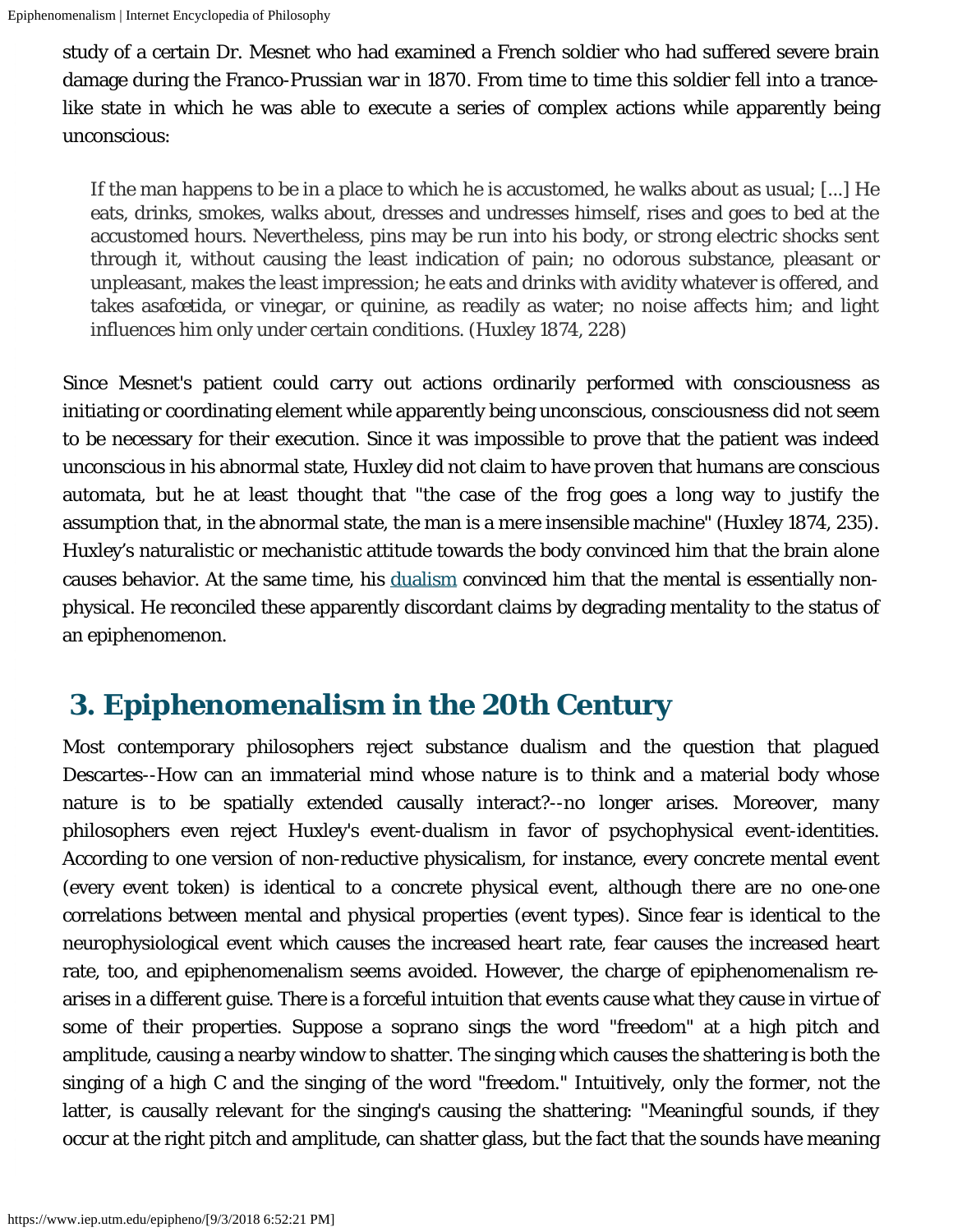study of a certain Dr. Mesnet who had examined a French soldier who had suffered severe brain damage during the Franco-Prussian war in 1870. From time to time this soldier fell into a trance-like state in which he was able to execute a series of complex actions while apparently being unconscious:

> If the man happens to be in a place to which he is accustomed, he walks about as usual; [...] He eats, drinks, smokes, walks about, dresses and undresses himself, rises and goes to bed at the accustomed hours. Nevertheless, pins may be run into his body, or strong electric shocks sent through it, without causing the least indication of pain; no odorous substance, pleasant or unpleasant, makes the least impression; he eats and drinks with avidity whatever is offered, and takes asafœtida, or vinegar, or quinine, as readily as water; no noise affects him; and light influences him only under certain conditions. (Huxley 1874, 228)

Since Mesnet's patient could carry out actions ordinarily performed with consciousness as initiating or coordinating element while apparently being unconscious, consciousness did not seem to be necessary for their execution. Since it was impossible to prove that the patient was indeed unconscious in his abnormal state, Huxley did not claim to have proven that humans are conscious automata, but he at least thought that "the case of the frog goes a long way to justify the assumption that, in the abnormal state, the man is a mere insensible machine" (Huxley 1874, 235). Huxley's naturalistic or mechanistic attitude towards the body convinced him that the brain alone causes behavior. At the same time, his dualism convinced him that the mental is essentially non-physical. He reconciled these apparently discordant claims by degrading mentality to the status of an epiphenomenon.

## 3. Epiphenomenalism in the 20th Century

Most contemporary philosophers reject substance dualism and the question that plagued Descartes--How can an immaterial mind whose nature is to think and a material body whose nature is to be spatially extended causally interact?--no longer arises. Moreover, many philosophers even reject Huxley's event-dualism in favor of psychophysical event-identities. According to one version of non-reductive physicalism, for instance, every concrete mental event (every event token) is identical to a concrete physical event, although there are no one-one correlations between mental and physical properties (event types). Since fear is identical to the neurophysiological event which causes the increased heart rate, fear causes the increased heart rate, too, and epiphenomenalism seems avoided. However, the charge of epiphenomenalism re-arises in a different guise. There is a forceful intuition that events cause what they cause in virtue of some of their properties. Suppose a soprano sings the word "freedom" at a high pitch and amplitude, causing a nearby window to shatter. The singing which causes the shattering is both the singing of a high C and the singing of the word "freedom." Intuitively, only the former, not the latter, is causally relevant for the singing's causing the shattering: "Meaningful sounds, if they occur at the right pitch and amplitude, can shatter glass, but the fact that the sounds have meaning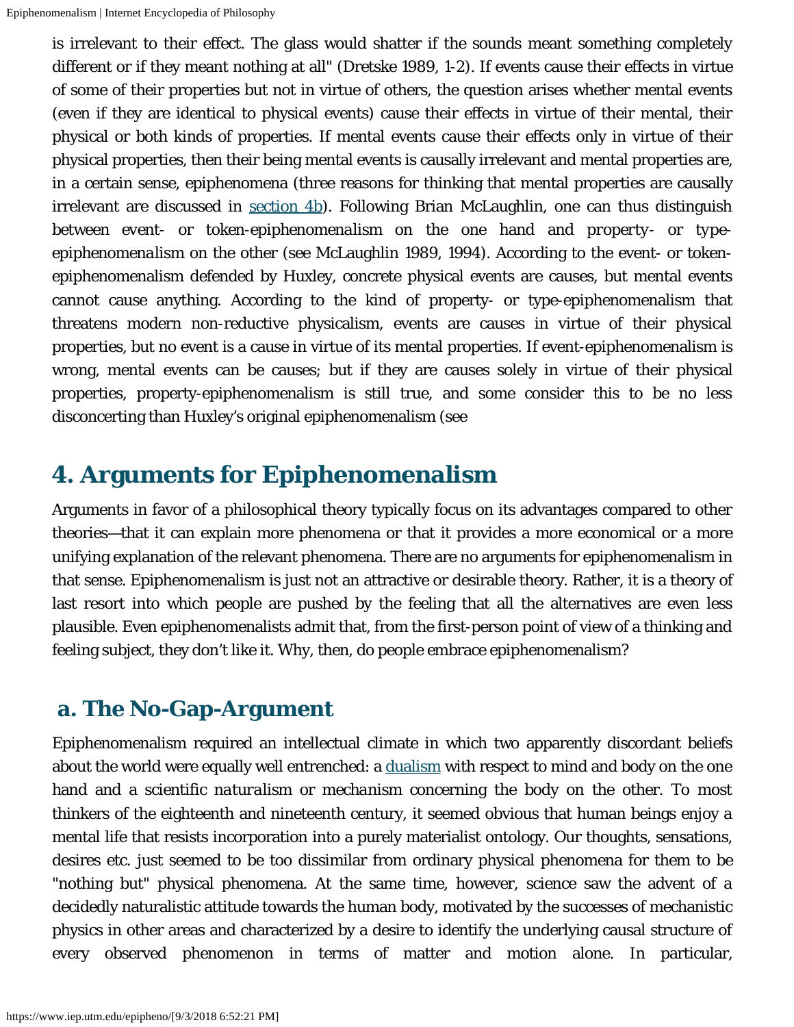is irrelevant to their effect. The glass would shatter if the sounds meant something completely different or if they meant nothing at all" (Dretske 1989, 1-2). If events cause their effects in virtue of some of their properties but not in virtue of others, the question arises whether mental events (even if they are identical to physical events) cause their effects in virtue of their mental, their physical or both kinds of properties. If mental events cause their effects only in virtue of their physical properties, then their being mental events is causally irrelevant and mental properties are, in a certain sense, epiphenomena (three reasons for thinking that mental properties are causally irrelevant are discussed in [section 4b](#)). Following Brian McLaughlin, one can thus distinguish between event- or token-*epiphenomenalism* on the one hand and property- or type-*epiphenomenalism* on the other (see McLaughlin 1989, 1994). According to the event- or token-epiphenomenalism defended by Huxley, concrete physical events are causes, but mental events cannot cause anything. According to the kind of property- or type-epiphenomenalism that threatens modern non-reductive physicalism, events are causes in virtue of their physical properties, but no event is a cause in virtue of its mental properties. If event-epiphenomenalism is wrong, mental events can be causes; but if they are causes solely in virtue of their physical properties, property-epiphenomenalism is still true, and some consider this to be no less disconcerting than Huxley's original epiphenomenalism (see

## 4. Arguments for Epiphenomenalism

Arguments in favor of a philosophical theory typically focus on its advantages compared to other theories—that it can explain more phenomena or that it provides a more economical or a more unifying explanation of the relevant phenomena. There are no arguments for epiphenomenalism in that sense. Epiphenomenalism is just not an attractive or desirable theory. Rather, it is a theory of last resort into which people are pushed by the feeling that all the alternatives are even less plausible. Even epiphenomenalists admit that, from the first-person point of view of a thinking and feeling subject, they don't like it. Why, then, do people embrace epiphenomenalism?

### a. The No-Gap-Argument

Epiphenomenalism required an intellectual climate in which two apparently discordant beliefs about the world were equally well entrenched: a [dualism](#) with respect to mind and body on the one hand and a scientific *naturalism* or *mechanism* concerning the body on the other. To most thinkers of the eighteenth and nineteenth century, it seemed obvious that human beings enjoy a mental life that resists incorporation into a purely materialist ontology. Our thoughts, sensations, desires etc. just seemed to be too dissimilar from ordinary physical phenomena for them to be "nothing but" physical phenomena. At the same time, however, science saw the advent of a decidedly naturalistic attitude towards the human body, motivated by the successes of mechanistic physics in other areas and characterized by a desire to identify the underlying causal structure of every observed phenomenon in terms of matter and motion alone. In particular,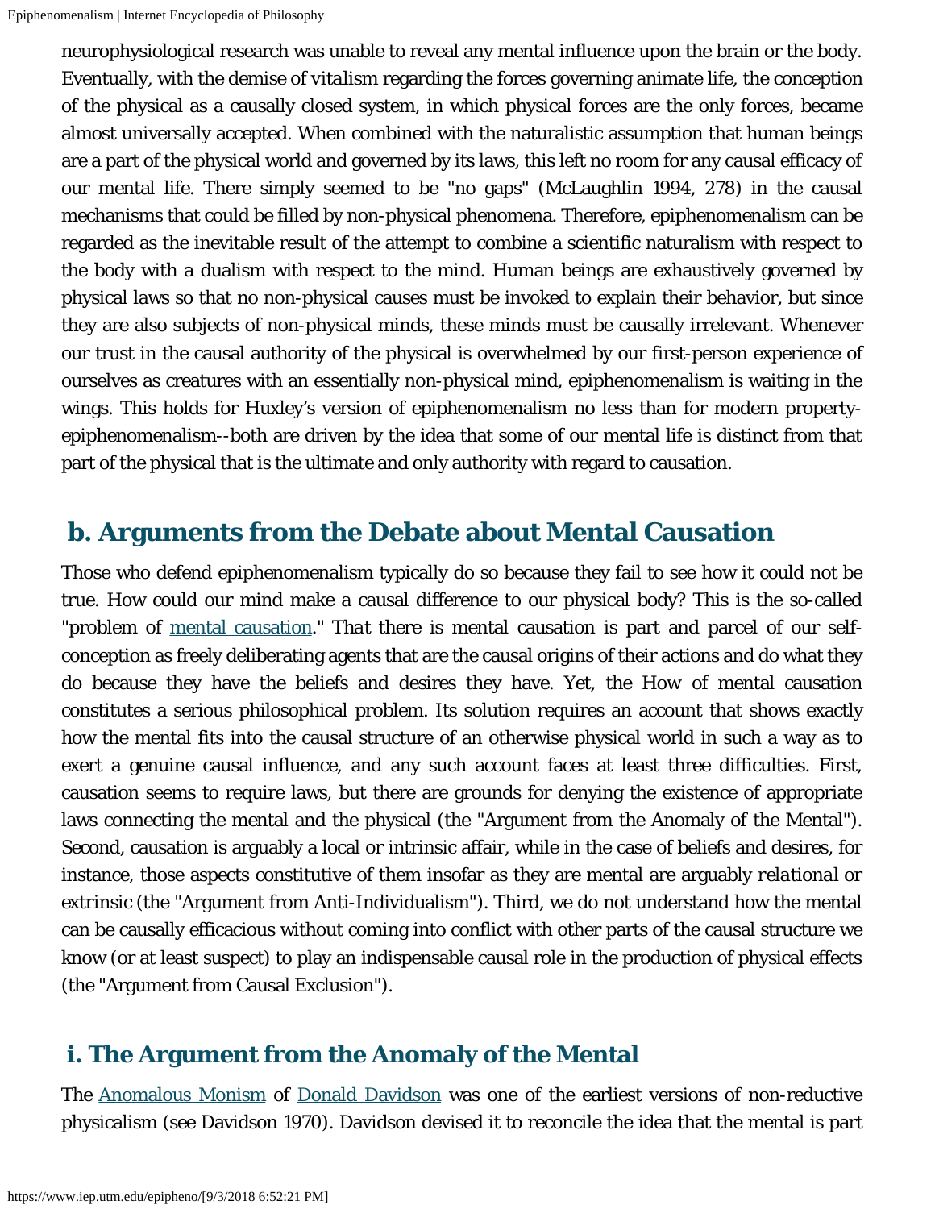neurophysiological research was unable to reveal any mental influence upon the brain or the body. Eventually, with the demise of vitalism regarding the forces governing animate life, the conception of the physical as a causally closed system, in which physical forces are the only forces, became almost universally accepted. When combined with the naturalistic assumption that human beings are a part of the physical world and governed by its laws, this left no room for any causal efficacy of our mental life. There simply seemed to be "no gaps" (McLaughlin 1994, 278) in the causal mechanisms that could be filled by non-physical phenomena. Therefore, epiphenomenalism can be regarded as the inevitable result of the attempt to combine a scientific naturalism with respect to the body with a dualism with respect to the mind. Human beings are exhaustively governed by physical laws so that no non-physical causes must be invoked to explain their behavior, but since they are also subjects of non-physical minds, these minds must be causally irrelevant. Whenever our trust in the causal authority of the physical is overwhelmed by our first-person experience of ourselves as creatures with an essentially non-physical mind, epiphenomenalism is waiting in the wings. This holds for Huxley's version of epiphenomenalism no less than for modern property-epiphenomenalism--both are driven by the idea that some of our mental life is distinct from that part of the physical that is the ultimate and only authority with regard to causation.

## b. Arguments from the Debate about Mental Causation

Those who defend epiphenomenalism typically do so because they fail to see how it could not be true. How could our mind make a causal difference to our physical body? This is the so-called "problem of mental causation." That there is mental causation is part and parcel of our self-conception as freely deliberating agents that are the causal origins of their actions and do what they do because they have the beliefs and desires they have. Yet, the How of mental causation constitutes a serious philosophical problem. Its solution requires an account that shows exactly how the mental fits into the causal structure of an otherwise physical world in such a way as to exert a genuine causal influence, and any such account faces at least three difficulties. First, causation seems to require laws, but there are grounds for denying the existence of appropriate laws connecting the mental and the physical (the "Argument from the Anomaly of the Mental"). Second, causation is arguably a local or intrinsic affair, while in the case of beliefs and desires, for instance, those aspects constitutive of them insofar as they are mental are arguably *relational* or extrinsic (the "Argument from Anti-Individualism"). Third, we do not understand how the mental can be causally efficacious without coming into conflict with other parts of the causal structure we know (or at least suspect) to play an indispensable causal role in the production of physical effects (the "Argument from Causal Exclusion").

### i. The Argument from the Anomaly of the Mental

The Anomalous Monism of Donald Davidson was one of the earliest versions of non-reductive physicalism (see Davidson 1970). Davidson devised it to reconcile the idea that the mental is part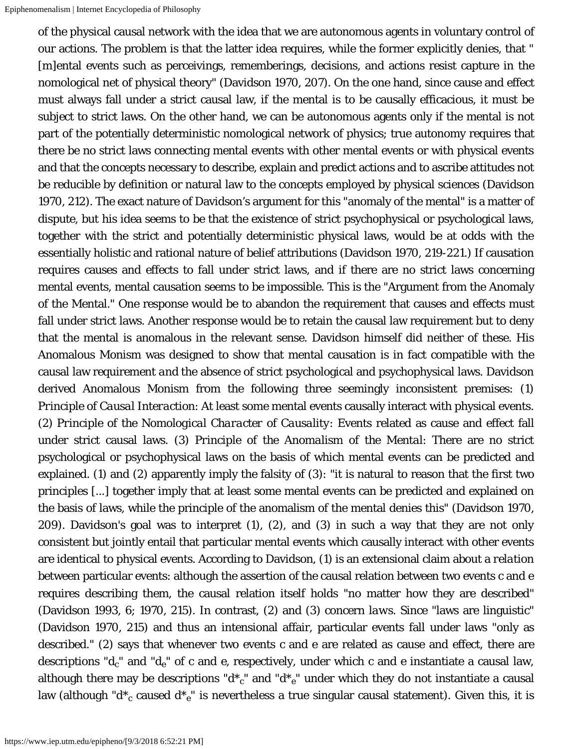of the physical causal network with the idea that we are autonomous agents in voluntary control of our actions. The problem is that the latter idea requires, while the former explicitly denies, that "[m]ental events such as perceivings, rememberings, decisions, and actions resist capture in the nomological net of physical theory" (Davidson 1970, 207). On the one hand, since cause and effect must always fall under a strict causal law, if the mental is to be causally efficacious, it must be subject to strict laws. On the other hand, we can be autonomous agents only if the mental is not part of the potentially deterministic nomological network of physics; true autonomy requires that there be no strict laws connecting mental events with other mental events or with physical events and that the concepts necessary to describe, explain and predict actions and to ascribe attitudes not be reducible by definition or natural law to the concepts employed by physical sciences (Davidson 1970, 212). The exact nature of Davidson's argument for this "anomaly of the mental" is a matter of dispute, but his idea seems to be that the existence of strict psychophysical or psychological laws, together with the strict and potentially deterministic physical laws, would be at odds with the essentially holistic and rational nature of belief attributions (Davidson 1970, 219-221.) If causation requires causes and effects to fall under strict laws, and if there are no strict laws concerning mental events, mental causation seems to be impossible. This is the "Argument from the Anomaly of the Mental." One response would be to abandon the requirement that causes and effects must fall under strict laws. Another response would be to retain the causal law requirement but to deny that the mental is anomalous in the relevant sense. Davidson himself did neither of these. His Anomalous Monism was designed to show that mental causation is in fact compatible with the causal law requirement *and* the absence of strict psychological and psychophysical laws. Davidson derived Anomalous Monism from the following three seemingly inconsistent premises: (1) *Principle of Causal Interaction*: At least some mental events causally interact with physical events. (2) *Principle of the Nomological Character of Causality*: Events related as cause and effect fall under strict causal laws. (3) *Principle of the Anomalism of the Mental*: There are no strict psychological or psychophysical laws on the basis of which mental events can be predicted and explained. (1) and (2) apparently imply the falsity of (3): "it is natural to reason that the first two principles [...] together imply that at least some mental events can be predicted and explained on the basis of laws, while the principle of the anomalism of the mental denies this" (Davidson 1970, 209). Davidson's goal was to interpret (1), (2), and (3) in such a way that they are not only consistent but jointly entail that particular mental events which causally interact with other events are identical to physical events. According to Davidson, (1) is an extensional claim about a *relation* between particular events: although the assertion of the causal relation between two events c and e requires describing them, the causal relation itself holds "no matter how they are described" (Davidson 1993, 6; 1970, 215). In contrast, (2) and (3) concern *laws*. Since "laws are linguistic" (Davidson 1970, 215) and thus an intensional affair, particular events fall under laws "only as described." (2) says that whenever two events c and e are related as cause and effect, there are descriptions "$d_c$" and "$d_e$" of c and e, respectively, under which c and e instantiate a causal law, although there may be descriptions "$d^*_c$" and "$d^*_e$" under which they do not instantiate a causal law (although "$d^*_c$ caused $d^*_e$" is nevertheless a true singular causal statement). Given this, it is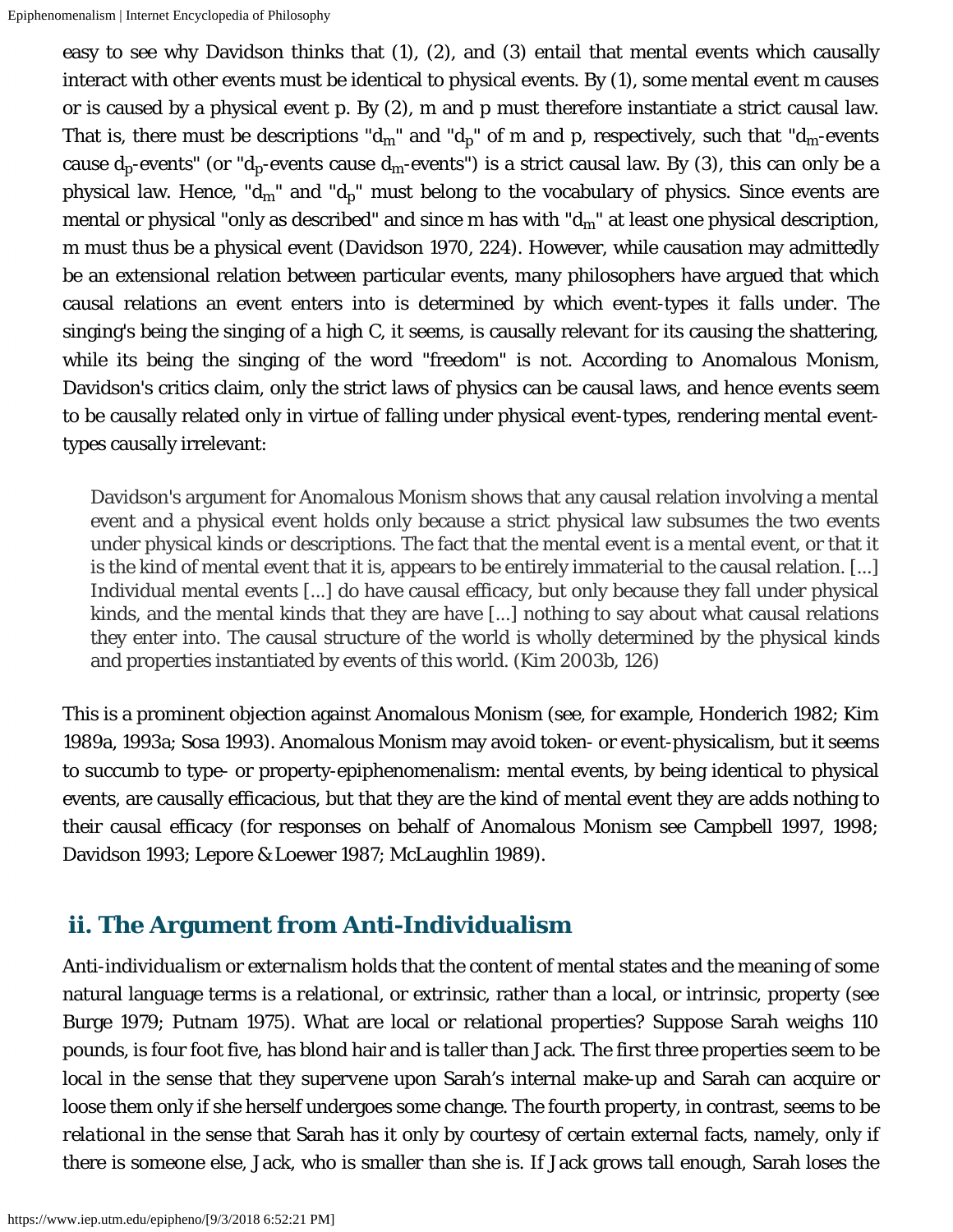easy to see why Davidson thinks that (1), (2), and (3) entail that mental events which causally interact with other events must be identical to physical events. By (1), some mental event m causes or is caused by a physical event p. By (2), m and p must therefore instantiate a strict causal law. That is, there must be descriptions "$d_m$" and "$d_p$" of m and p, respectively, such that "$d_m$-events cause $d_p$-events" (or "$d_p$-events cause $d_m$-events") is a strict causal law. By (3), this can only be a physical law. Hence, "$d_m$" and "$d_p$" must belong to the vocabulary of physics. Since events are mental or physical "only as described" and since m has with "$d_m$" at least one physical description, m must thus be a physical event (Davidson 1970, 224). However, while causation may admittedly be an extensional relation between particular events, many philosophers have argued that which causal relations an event enters into is determined by which event-types it falls under. The singing's being the singing of a high C, it seems, is causally relevant for its causing the shattering, while its being the singing of the word "freedom" is not. According to Anomalous Monism, Davidson's critics claim, only the strict laws of physics can be causal laws, and hence events seem to be causally related only in virtue of falling under physical event-types, rendering mental event-types causally irrelevant:

> Davidson's argument for Anomalous Monism shows that any causal relation involving a mental event and a physical event holds only because a strict physical law subsumes the two events under physical kinds or descriptions. The fact that the mental event is a mental event, or that it is the kind of mental event that it is, appears to be entirely immaterial to the causal relation. [...] Individual mental events [...] do have causal efficacy, but only because they fall under physical kinds, and the mental kinds that they are have [...] nothing to say about what causal relations they enter into. The causal structure of the world is wholly determined by the physical kinds and properties instantiated by events of this world. (Kim 2003b, 126)

This is a prominent objection against Anomalous Monism (see, for example, Honderich 1982; Kim 1989a, 1993a; Sosa 1993). Anomalous Monism may avoid token- or event-physicalism, but it seems to succumb to type- or property-epiphenomenalism: mental events, by being identical to physical events, are causally efficacious, but that they are the kind of mental event they are adds nothing to their causal efficacy (for responses on behalf of Anomalous Monism see Campbell 1997, 1998; Davidson 1993; Lepore & Loewer 1987; McLaughlin 1989).

### ii. The Argument from Anti-Individualism

Anti-individualism or externalism holds that the content of mental states and the meaning of some natural language terms is a *relational*, or extrinsic, rather than a *local*, or intrinsic, property (see Burge 1979; Putnam 1975). What are local or relational properties? Suppose Sarah weighs 110 pounds, is four foot five, has blond hair and is taller than Jack. The first three properties seem to be *local* in the sense that they supervene upon Sarah's internal make-up and Sarah can acquire or loose them only if she herself undergoes some change. The fourth property, in contrast, seems to be *relational* in the sense that Sarah has it only by courtesy of certain external facts, namely, only if there is someone else, Jack, who is smaller than she is. If Jack grows tall enough, Sarah loses the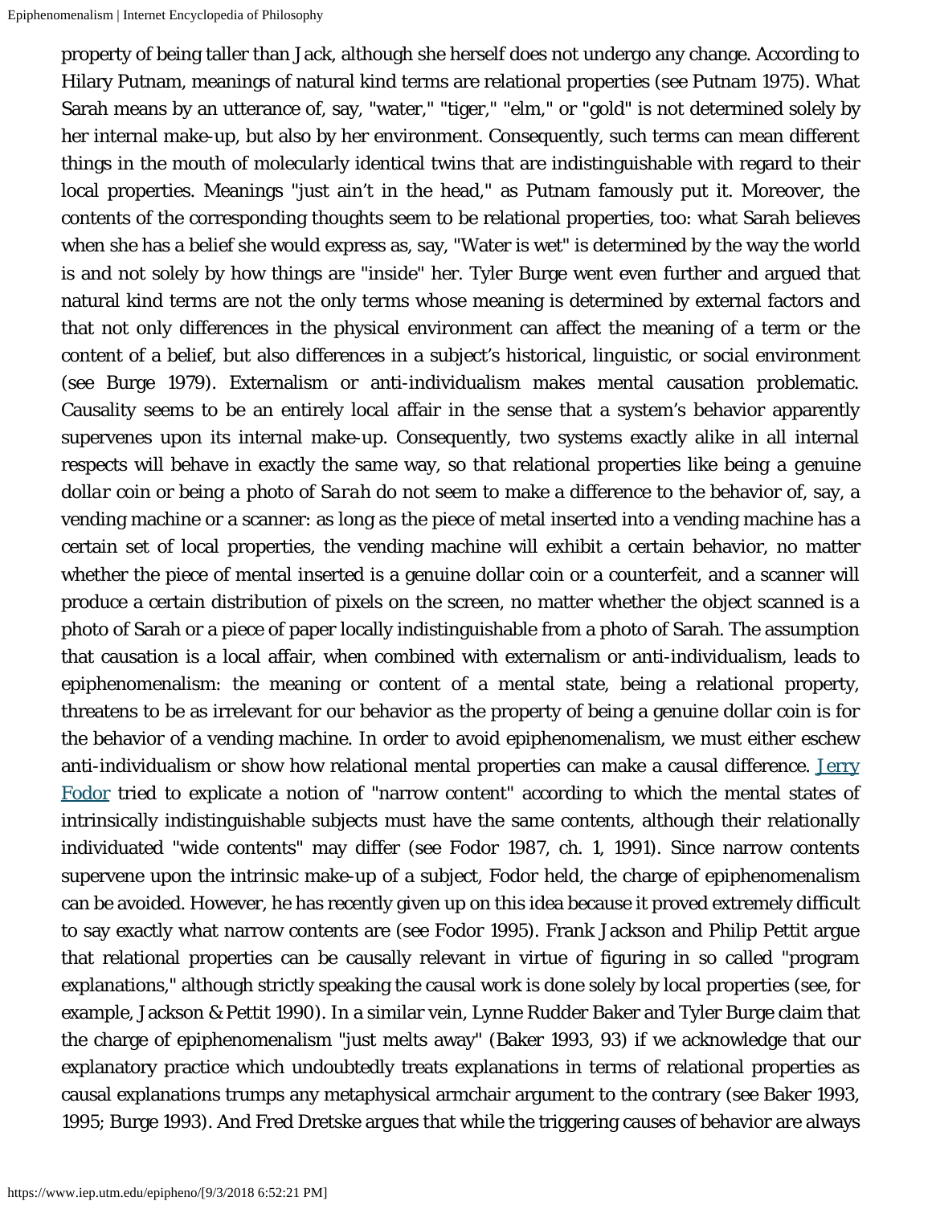property of being taller than Jack, although she herself does not undergo any change. According to Hilary Putnam, meanings of natural kind terms are relational properties (see Putnam 1975). What Sarah means by an utterance of, say, "water," "tiger," "elm," or "gold" is not determined solely by her internal make-up, but also by her environment. Consequently, such terms can mean different things in the mouth of molecularly identical twins that are indistinguishable with regard to their local properties. Meanings "just ain't in the head," as Putnam famously put it. Moreover, the contents of the corresponding thoughts seem to be relational properties, too: what Sarah believes when she has a belief she would express as, say, "Water is wet" is determined by the way the world is and not solely by how things are "inside" her. Tyler Burge went even further and argued that natural kind terms are not the only terms whose meaning is determined by external factors and that not only differences in the physical environment can affect the meaning of a term or the content of a belief, but also differences in a subject's historical, linguistic, or social environment (see Burge 1979). Externalism or anti-individualism makes mental causation problematic. Causality seems to be an entirely local affair in the sense that a system's behavior apparently supervenes upon its internal make-up. Consequently, two systems exactly alike in all internal respects will behave in exactly the same way, so that relational properties like being a genuine *dollar* coin or being a photo of *Sarah* do not seem to make a difference to the behavior of, say, a vending machine or a scanner: as long as the piece of metal inserted into a vending machine has a certain set of local properties, the vending machine will exhibit a certain behavior, no matter whether the piece of mental inserted is a genuine dollar coin or a counterfeit, and a scanner will produce a certain distribution of pixels on the screen, no matter whether the object scanned is a photo of Sarah or a piece of paper locally indistinguishable from a photo of Sarah. The assumption that causation is a local affair, when combined with externalism or anti-individualism, leads to epiphenomenalism: the meaning or content of a mental state, being a relational property, threatens to be as irrelevant for our behavior as the property of being a genuine dollar coin is for the behavior of a vending machine. In order to avoid epiphenomenalism, we must either eschew anti-individualism or show how relational mental properties can make a causal difference. Jerry Fodor tried to explicate a notion of "narrow content" according to which the mental states of intrinsically indistinguishable subjects must have the same contents, although their relationally individuated "wide contents" may differ (see Fodor 1987, ch. 1, 1991). Since narrow contents supervene upon the intrinsic make-up of a subject, Fodor held, the charge of epiphenomenalism can be avoided. However, he has recently given up on this idea because it proved extremely difficult to say exactly what narrow contents are (see Fodor 1995). Frank Jackson and Philip Pettit argue that relational properties can be causally relevant in virtue of figuring in so called "program explanations," although strictly speaking the causal work is done solely by local properties (see, for example, Jackson & Pettit 1990). In a similar vein, Lynne Rudder Baker and Tyler Burge claim that the charge of epiphenomenalism "just melts away" (Baker 1993, 93) if we acknowledge that our explanatory practice which undoubtedly treats explanations in terms of relational properties as causal explanations trumps any metaphysical armchair argument to the contrary (see Baker 1993, 1995; Burge 1993). And Fred Dretske argues that while the triggering causes of behavior are always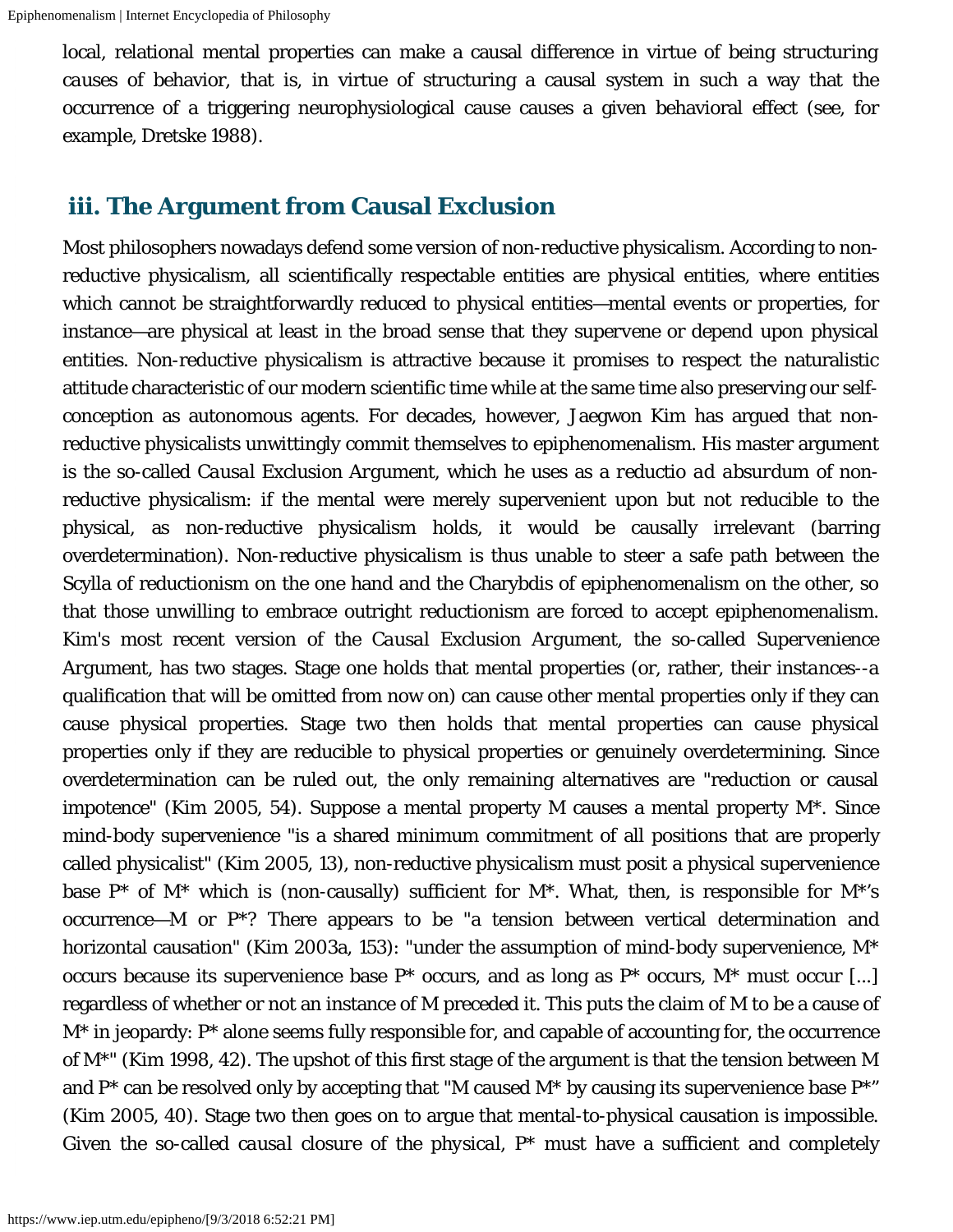local, relational mental properties can make a causal difference in virtue of being structuring causes of behavior, that is, in virtue of structuring a causal system in such a way that the occurrence of a triggering neurophysiological cause causes a given behavioral effect (see, for example, Dretske 1988).

### iii. The Argument from Causal Exclusion

Most philosophers nowadays defend some version of non-reductive physicalism. According to non-reductive physicalism, all scientifically respectable entities are physical entities, where entities which cannot be straightforwardly reduced to physical entities—mental events or properties, for instance—are physical at least in the broad sense that they supervene or depend upon physical entities. Non-reductive physicalism is attractive because it promises to respect the naturalistic attitude characteristic of our modern scientific time while at the same time also preserving our self-conception as autonomous agents. For decades, however, Jaegwon Kim has argued that non-reductive physicalists unwittingly commit themselves to epiphenomenalism. His master argument is the so-called *Causal Exclusion Argument*, which he uses as a *reductio ad absurdum* of non-reductive physicalism: if the mental were merely supervenient upon but not reducible to the physical, as non-reductive physicalism holds, it would be causally irrelevant (barring overdetermination). Non-reductive physicalism is thus unable to steer a safe path between the Scylla of reductionism on the one hand and the Charybdis of epiphenomenalism on the other, so that those unwilling to embrace outright reductionism are forced to accept epiphenomenalism. Kim's most recent version of the Causal Exclusion Argument, the so-called Supervenience Argument, has two stages. Stage one holds that mental properties (or, rather, their *instances*--a qualification that will be omitted from now on) can cause other mental properties only if they can cause physical properties. Stage two then holds that mental properties can cause physical properties only if they are reducible to physical properties or genuinely overdetermining. Since overdetermination can be ruled out, the only remaining alternatives are "reduction or causal impotence" (Kim 2005, 54). Suppose a mental property M causes a mental property M*. Since mind-body supervenience "is a shared minimum commitment of all positions that are properly called physicalist" (Kim 2005, 13), non-reductive physicalism must posit a physical supervenience base P* of M* which is (non-causally) sufficient for M*. What, then, is responsible for M*'s occurrence—M or P*? There appears to be "a tension between vertical determination and horizontal causation" (Kim 2003a, 153): "under the assumption of mind-body supervenience, M* occurs because its supervenience base P* occurs, and as long as P* occurs, M* must occur [...] regardless of whether or not an instance of M preceded it. This puts the claim of M to be a cause of M* in jeopardy: P* alone seems fully responsible for, and capable of accounting for, the occurrence of M*" (Kim 1998, 42). The upshot of this first stage of the argument is that the tension between M and P* can be resolved only by accepting that "M caused M* by causing its supervenience base P*" (Kim 2005, 40). Stage two then goes on to argue that mental-to-physical causation is impossible. Given the so-called *causal closure of the physical*, P* must have a sufficient and completely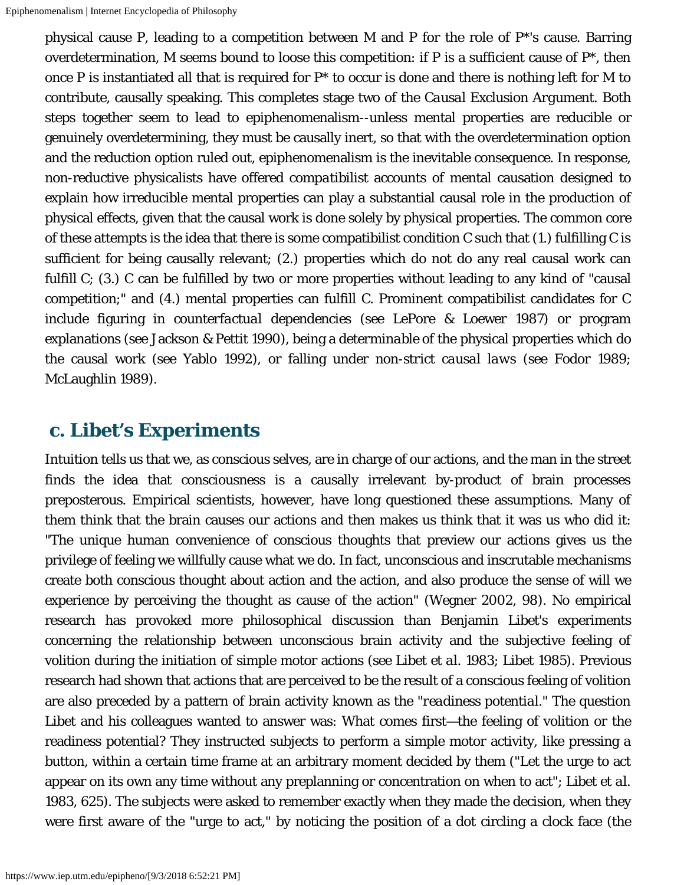physical cause P, leading to a competition between M and P for the role of P*'s cause. Barring overdetermination, M seems bound to loose this competition: if P is a sufficient cause of P*, then once P is instantiated all that is required for P* to occur is done and there is nothing left for M to contribute, causally speaking. This completes stage two of the *Causal Exclusion Argument*. Both steps together seem to lead to epiphenomenalism--unless mental properties are reducible or genuinely overdetermining, they must be causally inert, so that with the overdetermination option and the reduction option ruled out, epiphenomenalism is the inevitable consequence. In response, non-reductive physicalists have offered *compatibilist* accounts of mental causation designed to explain how irreducible mental properties can play a substantial causal role in the production of physical effects, given that the causal work is done solely by physical properties. The common core of these attempts is the idea that there is some compatibilist condition C such that (1.) fulfilling C is sufficient for being causally relevant; (2.) properties which do not do any real causal work can fulfill C; (3.) C can be fulfilled by two or more properties without leading to any kind of "causal competition;" and (4.) mental properties can fulfill C. Prominent compatibilist candidates for C include figuring in *counterfactual dependencies* (see LePore & Loewer 1987) or *program explanations* (see Jackson & Pettit 1990), being a *determinable* of the physical properties which do the causal work (see Yablo 1992), or falling under *non-strict causal laws* (see Fodor 1989; McLaughlin 1989).

## c. Libet's Experiments

Intuition tells us that we, as conscious selves, are in charge of our actions, and the man in the street finds the idea that consciousness is a causally irrelevant by-product of brain processes preposterous. Empirical scientists, however, have long questioned these assumptions. Many of them think that the brain causes our actions and then makes us think that it was us who did it: "The unique human convenience of conscious thoughts that preview our actions gives us the privilege of feeling we willfully cause what we do. In fact, unconscious and inscrutable mechanisms create both conscious thought about action and the action, and also produce the sense of will we experience by perceiving the thought as cause of the action" (Wegner 2002, 98). No empirical research has provoked more philosophical discussion than Benjamin Libet's experiments concerning the relationship between unconscious brain activity and the subjective feeling of volition during the initiation of simple motor actions (see Libet *et al.* 1983; Libet 1985). Previous research had shown that actions that are perceived to be the result of a conscious feeling of volition are also preceded by a pattern of brain activity known as the "*readiness potential*." The question Libet and his colleagues wanted to answer was: What comes first—the feeling of volition or the readiness potential? They instructed subjects to perform a simple motor activity, like pressing a button, within a certain time frame at an arbitrary moment decided by them ("Let the urge to act appear on its own any time without any preplanning or concentration on when to act"; Libet *et al.* 1983, 625). The subjects were asked to remember exactly when they made the decision, when they were first aware of the "urge to act," by noticing the position of a dot circling a clock face (the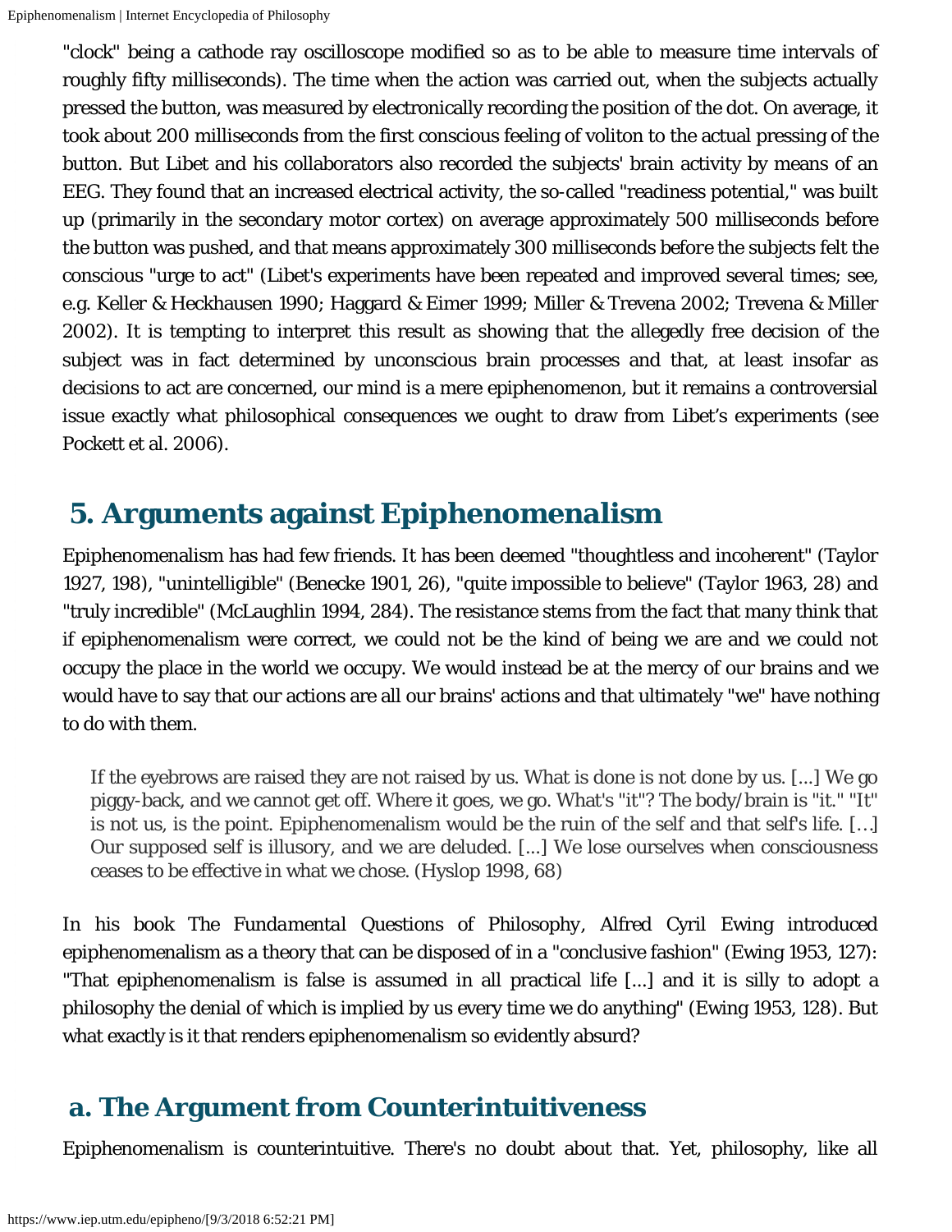"clock" being a cathode ray oscilloscope modified so as to be able to measure time intervals of roughly fifty milliseconds). The time when the action was carried out, when the subjects actually pressed the button, was measured by electronically recording the position of the dot. On average, it took about 200 milliseconds from the first conscious feeling of voliton to the actual pressing of the button. But Libet and his collaborators also recorded the subjects' brain activity by means of an EEG. They found that an increased electrical activity, the so-called "readiness potential," was built up (primarily in the secondary motor cortex) on average approximately 500 milliseconds before the button was pushed, and that means approximately 300 milliseconds before the subjects felt the conscious "urge to act" (Libet's experiments have been repeated and improved several times; see, e.g. Keller & Heckhausen 1990; Haggard & Eimer 1999; Miller & Trevena 2002; Trevena & Miller 2002). It is tempting to interpret this result as showing that the allegedly free decision of the subject was in fact determined by unconscious brain processes and that, at least insofar as decisions to act are concerned, our mind is a mere epiphenomenon, but it remains a controversial issue exactly what philosophical consequences we ought to draw from Libet's experiments (see Pockett et al. 2006).

## 5. Arguments against Epiphenomenalism

Epiphenomenalism has had few friends. It has been deemed "thoughtless and incoherent" (Taylor 1927, 198), "unintelligible" (Benecke 1901, 26), "quite impossible to believe" (Taylor 1963, 28) and "truly incredible" (McLaughlin 1994, 284). The resistance stems from the fact that many think that if epiphenomenalism were correct, we could not be the kind of being we are and we could not occupy the place in the world we occupy. We would instead be at the mercy of our brains and we would have to say that our actions are all our brains' actions and that ultimately "we" have nothing to do with them.

> If the eyebrows are raised they are not raised by us. What is done is not done by us. [...] We go piggy-back, and we cannot get off. Where it goes, we go. What's "it"? The body/brain is "it." "It" is not us, is the point. Epiphenomenalism would be the ruin of the self and that self's life. [...] Our supposed self is illusory, and we are deluded. [...] We lose ourselves when consciousness ceases to be effective in what we chose. (Hyslop 1998, 68)

In his book *The Fundamental Questions of Philosophy*, Alfred Cyril Ewing introduced epiphenomenalism as a theory that can be disposed of in a "conclusive fashion" (Ewing 1953, 127): "That epiphenomenalism is false is assumed in all practical life [...] and it is silly to adopt a philosophy the denial of which is implied by us every time we do anything" (Ewing 1953, 128). But what exactly is it that renders epiphenomenalism so evidently absurd?

### a. The Argument from Counterintuitiveness

Epiphenomenalism is counterintuitive. There's no doubt about that. Yet, philosophy, like all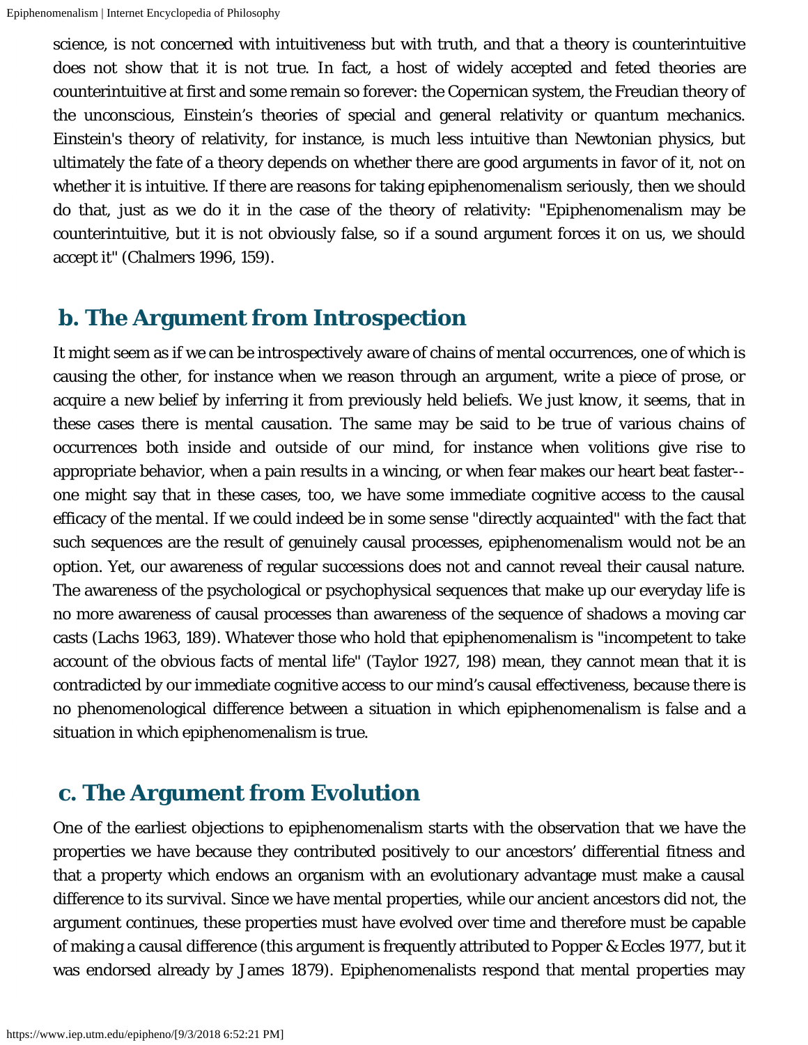science, is not concerned with intuitiveness but with truth, and that a theory is counterintuitive does not show that it is not true. In fact, a host of widely accepted and feted theories are counterintuitive at first and some remain so forever: the Copernican system, the Freudian theory of the unconscious, Einstein's theories of special and general relativity or quantum mechanics. Einstein's theory of relativity, for instance, is much less intuitive than Newtonian physics, but ultimately the fate of a theory depends on whether there are good arguments in favor of it, not on whether it is intuitive. If there are reasons for taking epiphenomenalism seriously, then we should do that, just as we do it in the case of the theory of relativity: "Epiphenomenalism may be counterintuitive, but it is not obviously false, so if a sound argument forces it on us, we should accept it" (Chalmers 1996, 159).

## b. The Argument from Introspection

It might seem as if we can be introspectively aware of chains of mental occurrences, one of which is causing the other, for instance when we reason through an argument, write a piece of prose, or acquire a new belief by inferring it from previously held beliefs. We just know, it seems, that in these cases there is mental causation. The same may be said to be true of various chains of occurrences both inside and outside of our mind, for instance when volitions give rise to appropriate behavior, when a pain results in a wincing, or when fear makes our heart beat faster--one might say that in these cases, too, we have some immediate cognitive access to the causal efficacy of the mental. If we could indeed be in some sense "directly acquainted" with the fact that such sequences are the result of genuinely causal processes, epiphenomenalism would not be an option. Yet, our awareness of regular successions does not and cannot reveal their causal nature. The awareness of the psychological or psychophysical sequences that make up our everyday life is no more awareness of causal processes than awareness of the sequence of shadows a moving car casts (Lachs 1963, 189). Whatever those who hold that epiphenomenalism is "incompetent to take account of the obvious facts of mental life" (Taylor 1927, 198) mean, they cannot mean that it is contradicted by our immediate cognitive access to our mind's causal effectiveness, because there is no phenomenological difference between a situation in which epiphenomenalism is false and a situation in which epiphenomenalism is true.

## c. The Argument from Evolution

One of the earliest objections to epiphenomenalism starts with the observation that we have the properties we have because they contributed positively to our ancestors' differential fitness and that a property which endows an organism with an evolutionary advantage must make a causal difference to its survival. Since we have mental properties, while our ancient ancestors did not, the argument continues, these properties must have evolved over time and therefore must be capable of making a causal difference (this argument is frequently attributed to Popper & Eccles 1977, but it was endorsed already by James 1879). Epiphenomenalists respond that mental properties may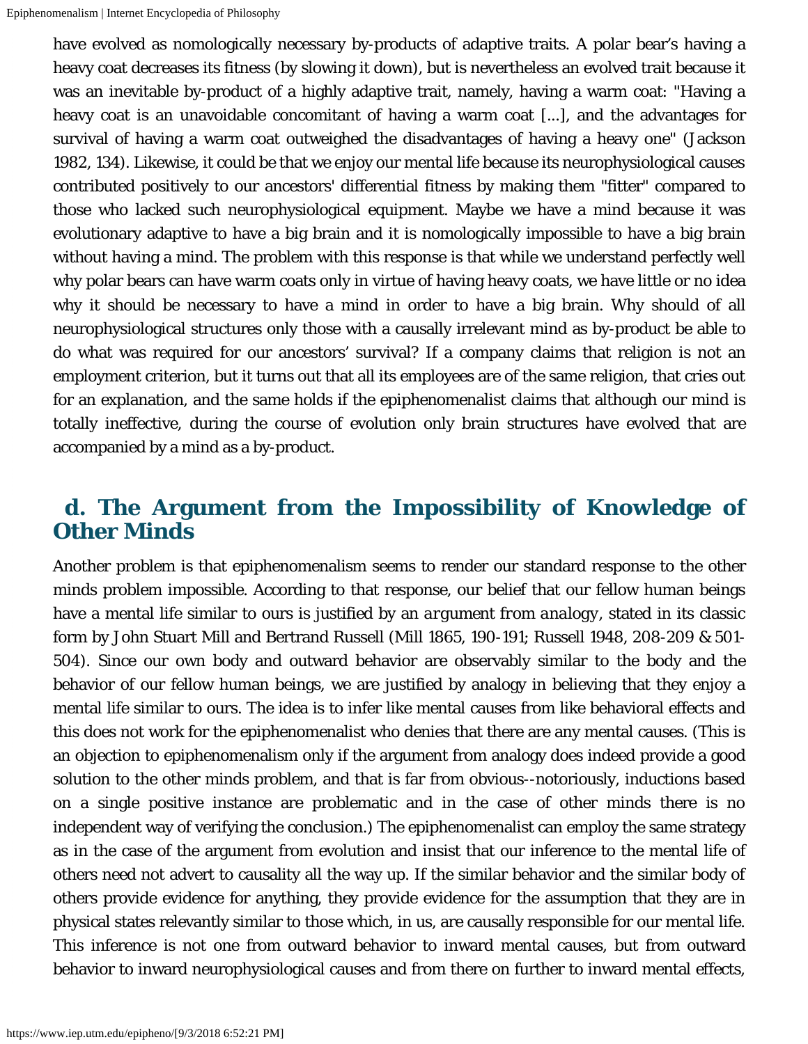have evolved as nomologically necessary by-products of adaptive traits. A polar bear's having a heavy coat decreases its fitness (by slowing it down), but is nevertheless an evolved trait because it was an inevitable by-product of a highly adaptive trait, namely, having a warm coat: "Having a heavy coat is an unavoidable concomitant of having a warm coat [...], and the advantages for survival of having a warm coat outweighed the disadvantages of having a heavy one" (Jackson 1982, 134). Likewise, it could be that we enjoy our mental life because its neurophysiological causes contributed positively to our ancestors' differential fitness by making them "fitter" compared to those who lacked such neurophysiological equipment. Maybe we have a mind because it was evolutionary adaptive to have a big brain and it is nomologically impossible to have a big brain without having a mind. The problem with this response is that while we understand perfectly well why polar bears can have warm coats only in virtue of having heavy coats, we have little or no idea why it should be necessary to have a mind in order to have a big brain. Why should of all neurophysiological structures only those with a causally irrelevant mind as by-product be able to do what was required for our ancestors' survival? If a company claims that religion is not an employment criterion, but it turns out that all its employees are of the same religion, that cries out for an explanation, and the same holds if the epiphenomenalist claims that although our mind is totally ineffective, during the course of evolution only brain structures have evolved that are accompanied by a mind as a by-product.

## d. The Argument from the Impossibility of Knowledge of Other Minds

Another problem is that epiphenomenalism seems to render our standard response to the other minds problem impossible. According to that response, our belief that our fellow human beings have a mental life similar to ours is justified by an *argument from analogy*, stated in its classic form by John Stuart Mill and Bertrand Russell (Mill 1865, 190-191; Russell 1948, 208-209 & 501-504). Since our own body and outward behavior are observably similar to the body and the behavior of our fellow human beings, we are justified by analogy in believing that they enjoy a mental life similar to ours. The idea is to infer like mental causes from like behavioral effects and this does not work for the epiphenomenalist who denies that there are any mental causes. (This is an objection to epiphenomenalism only if the argument from analogy does indeed provide a good solution to the other minds problem, and that is far from obvious--notoriously, inductions based on a single positive instance are problematic and in the case of other minds there is no independent way of verifying the conclusion.) The epiphenomenalist can employ the same strategy as in the case of the argument from evolution and insist that our inference to the mental life of others need not advert to causality all the way up. If the similar behavior and the similar body of others provide evidence for anything, they provide evidence for the assumption that they are in physical states relevantly similar to those which, in us, are causally responsible for our mental life. This inference is not one from outward behavior to inward mental causes, but from outward behavior to inward neurophysiological causes and from there on further to inward mental effects,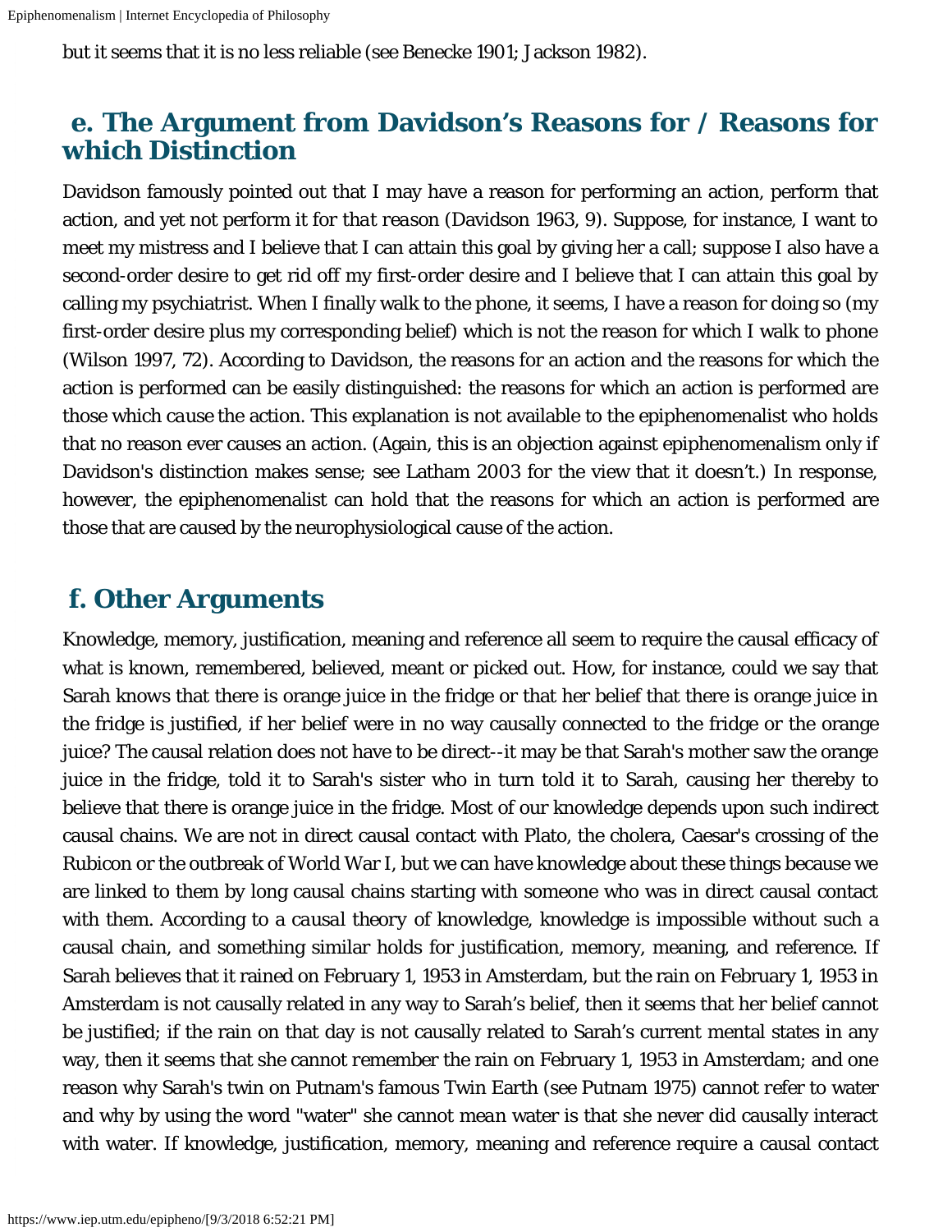but it seems that it is no less reliable (see Benecke 1901; Jackson 1982).

## e. The Argument from Davidson's Reasons for / Reasons for which Distinction

Davidson famously pointed out that I may have a reason for performing an action, perform that action, and yet not perform it *for that reason* (Davidson 1963, 9). Suppose, for instance, I want to meet my mistress and I believe that I can attain this goal by giving her a call; suppose I also have a second-order desire to get rid off my first-order desire and I believe that I can attain this goal by calling my psychiatrist. When I finally walk to the phone, it seems, I have a reason for doing so (my first-order desire plus my corresponding belief) which is not the reason for which I walk to phone (Wilson 1997, 72). According to Davidson, the reasons for an action and the reasons for which the action is performed can be easily distinguished: the reasons for which an action is performed are those which *cause* the action. This explanation is not available to the epiphenomenalist who holds that no reason ever causes an action. (Again, this is an objection against epiphenomenalism only if Davidson's distinction makes sense; see Latham 2003 for the view that it doesn't.) In response, however, the epiphenomenalist can hold that the reasons for which an action is performed are those that are caused by the neurophysiological cause of the action.

## f. Other Arguments

Knowledge, memory, justification, meaning and reference all seem to require the causal efficacy of what is known, remembered, believed, meant or picked out. How, for instance, could we say that Sarah knows that there is orange juice in the fridge or that her belief that there is orange juice in the fridge is justified, if her belief were in no way causally connected to the fridge or the orange juice? The causal relation does not have to be *direct*--it may be that Sarah's mother saw the orange juice in the fridge, told it to Sarah's sister who in turn told it to Sarah, causing her thereby to believe that there is orange juice in the fridge. Most of our knowledge depends upon such *indirect* causal chains. We are not in direct causal contact with Plato, the cholera, Caesar's crossing of the Rubicon or the outbreak of World War I, but we can have knowledge about these things because we are linked to them by long causal chains starting with someone who was in direct causal contact with them. According to a *causal theory of knowledge*, knowledge is impossible without such a causal chain, and something similar holds for justification, memory, meaning, and reference. If Sarah believes that it rained on February 1, 1953 in Amsterdam, but the rain on February 1, 1953 in Amsterdam is not causally related in any way to Sarah's belief, then it seems that her belief cannot be justified; if the rain on that day is not causally related to Sarah's current mental states in any way, then it seems that she cannot *remember* the rain on February 1, 1953 in Amsterdam; and one reason why Sarah's twin on Putnam's famous Twin Earth (see Putnam 1975) cannot refer to water and why by using the word "water" she cannot *mean* water is that she never did causally interact with water. If knowledge, justification, memory, meaning and reference require a causal contact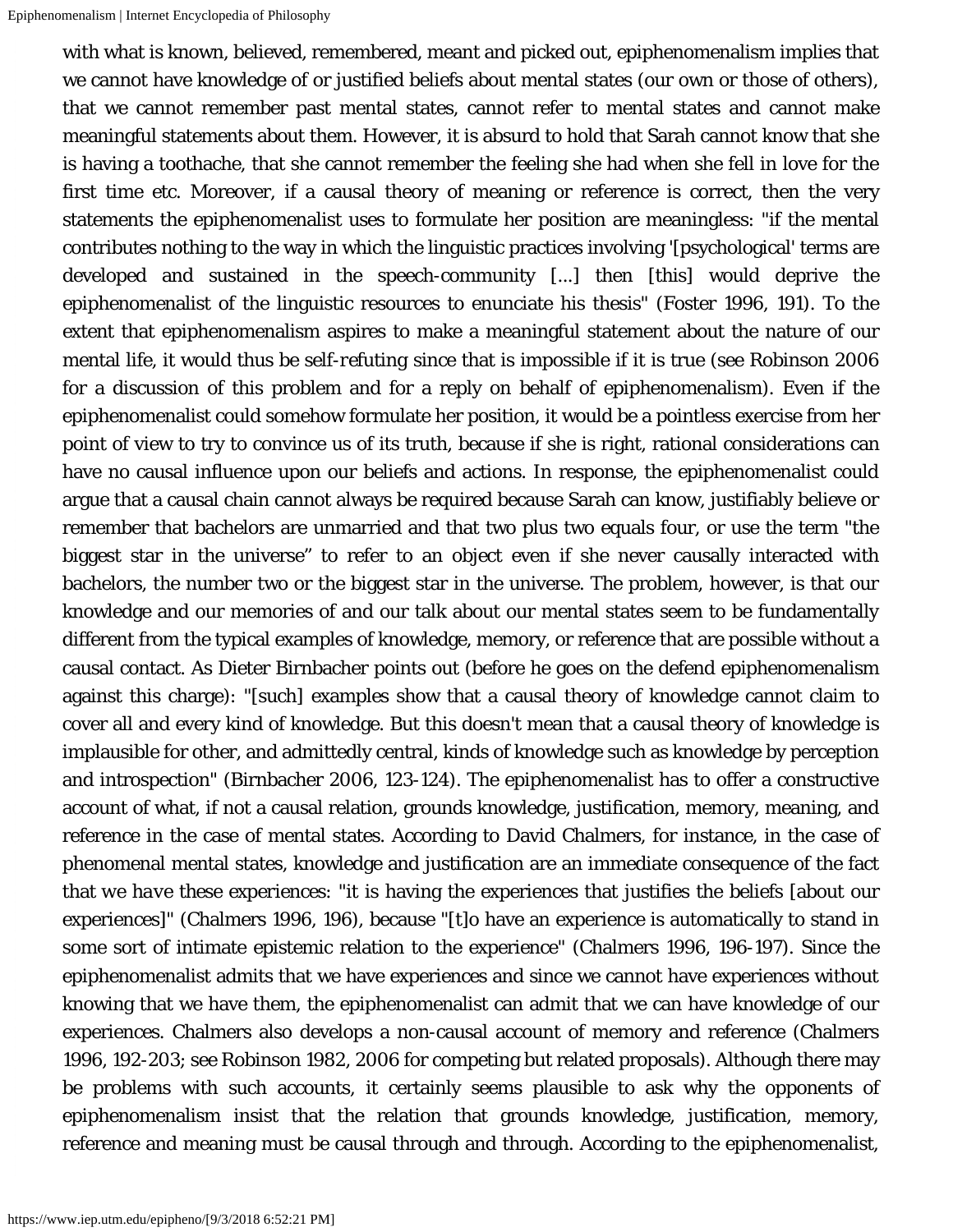with what is known, believed, remembered, meant and picked out, epiphenomenalism implies that we cannot have knowledge of or justified beliefs about mental states (our own or those of others), that we cannot remember past mental states, cannot refer to mental states and cannot make meaningful statements about them. However, it is absurd to hold that Sarah cannot know that she is having a toothache, that she cannot remember the feeling she had when she fell in love for the first time etc. Moreover, if a causal theory of meaning or reference is correct, then the very statements the epiphenomenalist uses to formulate her position are meaningless: "if the mental contributes nothing to the way in which the linguistic practices involving '[psychological' terms are developed and sustained in the speech-community [...] then [this] would deprive the epiphenomenalist of the linguistic resources to enunciate his thesis" (Foster 1996, 191). To the extent that epiphenomenalism aspires to make a meaningful statement about the nature of our mental life, it would thus be self-refuting since that is impossible if it is true (see Robinson 2006 for a discussion of this problem and for a reply on behalf of epiphenomenalism). Even if the epiphenomenalist could somehow formulate her position, it would be a pointless exercise from her point of view to try to convince us of its truth, because if she is right, rational considerations can have no causal influence upon our beliefs and actions. In response, the epiphenomenalist could argue that a causal chain cannot always be required because Sarah can know, justifiably believe or remember that bachelors are unmarried and that two plus two equals four, or use the term "the biggest star in the universe" to refer to an object even if she never causally interacted with bachelors, the number two or the biggest star in the universe. The problem, however, is that our knowledge and our memories of and our talk about our mental states seem to be fundamentally different from the typical examples of knowledge, memory, or reference that are possible without a causal contact. As Dieter Birnbacher points out (before he goes on the defend epiphenomenalism against this charge): "[such] examples show that a causal theory of knowledge cannot claim to cover all and every kind of knowledge. But this doesn't mean that a causal theory of knowledge is implausible for other, and admittedly central, kinds of knowledge such as knowledge by perception and introspection" (Birnbacher 2006, 123-124). The epiphenomenalist has to offer a constructive account of what, if not a causal relation, grounds knowledge, justification, memory, meaning, and reference in the case of mental states. According to David Chalmers, for instance, in the case of phenomenal mental states, knowledge and justification are an immediate consequence of the fact that we have these experiences: "it is having the experiences that justifies the beliefs [about our experiences]" (Chalmers 1996, 196), because "[t]o have an experience is automatically to stand in some sort of intimate epistemic relation to the experience" (Chalmers 1996, 196-197). Since the epiphenomenalist admits that we have experiences and since we cannot have experiences without knowing that we have them, the epiphenomenalist can admit that we can have knowledge of our experiences. Chalmers also develops a non-causal account of memory and reference (Chalmers 1996, 192-203; see Robinson 1982, 2006 for competing but related proposals). Although there may be problems with such accounts, it certainly seems plausible to ask why the opponents of epiphenomenalism insist that the relation that grounds knowledge, justification, memory, reference and meaning must be causal through and through. According to the epiphenomenalist,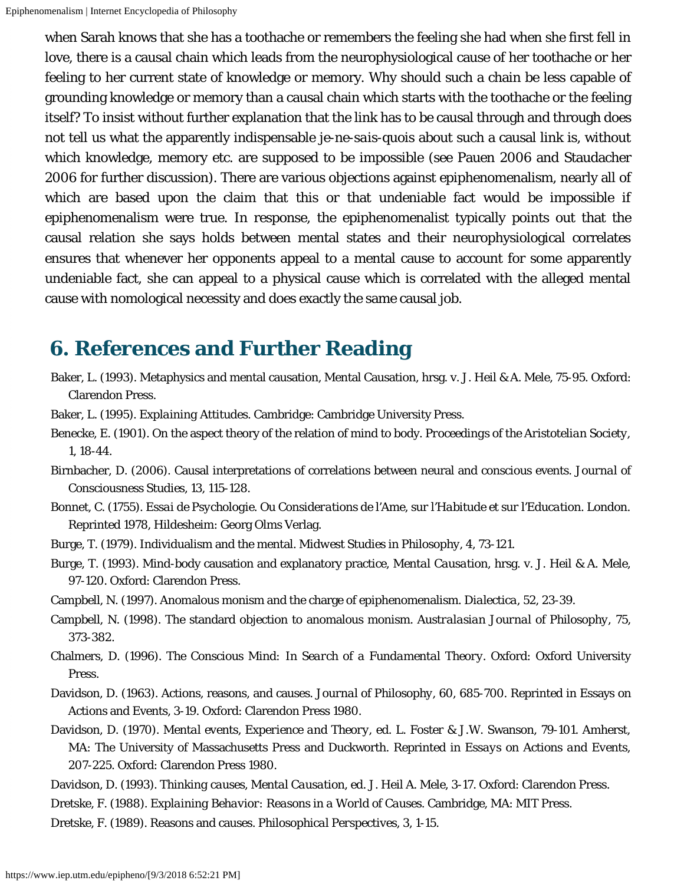when Sarah knows that she has a toothache or remembers the feeling she had when she first fell in love, there is a causal chain which leads from the neurophysiological cause of her toothache or her feeling to her current state of knowledge or memory. Why should such a chain be less capable of grounding knowledge or memory than a causal chain which starts with the toothache or the feeling itself? To insist without further explanation that the link has to be causal through and through does not tell us what the apparently indispensable *je-ne-sais-quois* about such a causal link is, without which knowledge, memory etc. are supposed to be impossible (see Pauen 2006 and Staudacher 2006 for further discussion). There are various objections against epiphenomenalism, nearly all of which are based upon the claim that this or that undeniable fact would be impossible if epiphenomenalism were true. In response, the epiphenomenalist typically points out that the causal relation she says holds between mental states and their neurophysiological correlates ensures that whenever her opponents appeal to a mental cause to account for some apparently undeniable fact, she can appeal to a physical cause which is correlated with the alleged mental cause with nomological necessity and does exactly the same causal job.

## 6. References and Further Reading

Baker, L. (1993). Metaphysics and mental causation, Mental Causation, hrsg. v. J. Heil & A. Mele, 75-95. Oxford: Clarendon Press.

Baker, L. (1995). *Explaining Attitudes*. Cambridge: Cambridge University Press.

Benecke, E. (1901). On the aspect theory of the relation of mind to body. *Proceedings of the Aristotelian Society*, 1, 18-44.

Birnbacher, D. (2006). Causal interpretations of correlations between neural and conscious events. *Journal of Consciousness Studies*, 13, 115-128.

Bonnet, C. (1755). *Essai de Psychologie. Ou Considerations de l'Ame, sur l'Habitude et sur l'Education*. London. Reprinted 1978, Hildesheim: Georg Olms Verlag.

Burge, T. (1979). Individualism and the mental. *Midwest Studies in Philosophy*, 4, 73-121.

Burge, T. (1993). Mind-body causation and explanatory practice, *Mental Causation*, hrsg. v. J. Heil & A. Mele, 97-120. Oxford: Clarendon Press.

Campbell, N. (1997). Anomalous monism and the charge of epiphenomenalism. *Dialectica*, 52, 23-39.

Campbell, N. (1998). The standard objection to anomalous monism. *Australasian Journal of Philosophy*, 75, 373-382.

Chalmers, D. (1996). *The Conscious Mind: In Search of a Fundamental Theory*. Oxford: Oxford University Press.

Davidson, D. (1963). Actions, reasons, and causes. *Journal of Philosophy*, 60, 685-700. Reprinted in Essays on Actions and Events, 3-19. Oxford: Clarendon Press 1980.

Davidson, D. (1970). *Mental events*, *Experience and Theory*, ed. L. Foster & J.W. Swanson, 79-101. Amherst, MA: The University of Massachusetts Press and Duckworth. Reprinted in *Essays on Actions and Events*, 207-225. Oxford: Clarendon Press 1980.

Davidson, D. (1993). *Thinking causes*, *Mental Causation*, ed. J. Heil A. Mele, 3-17. Oxford: Clarendon Press.

Dretske, F. (1988). *Explaining Behavior: Reasons in a World of Causes*. Cambridge, MA: MIT Press.

Dretske, F. (1989). Reasons and causes. *Philosophical Perspectives*, 3, 1-15.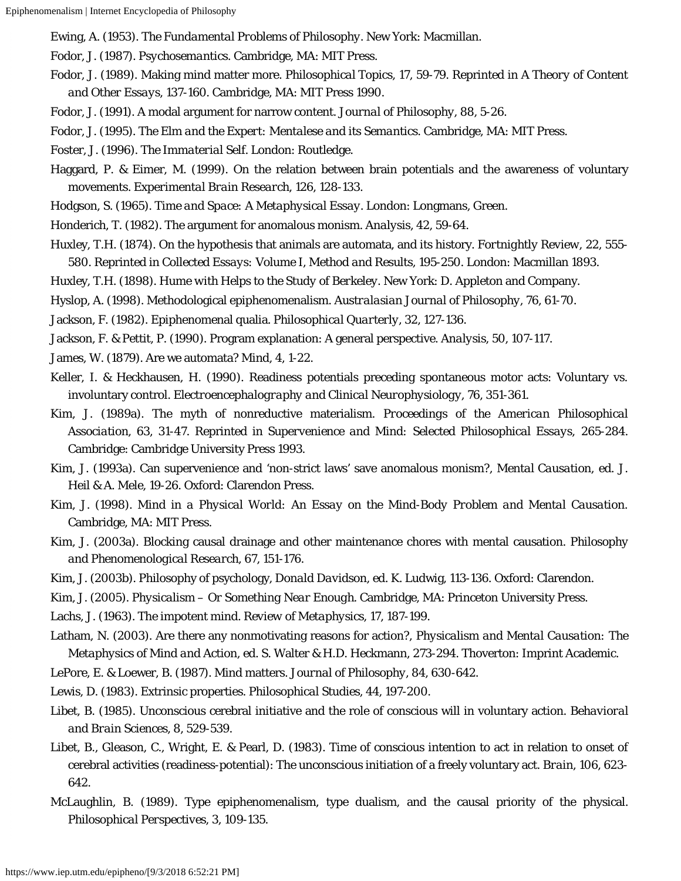Ewing, A. (1953). *The Fundamental Problems of Philosophy*. New York: Macmillan.

Fodor, J. (1987). *Psychosemantics*. Cambridge, MA: MIT Press.

Fodor, J. (1989). Making mind matter more. *Philosophical Topics*, 17, 59-79. Reprinted in *A Theory of Content and Other Essays*, 137-160. Cambridge, MA: MIT Press 1990.

Fodor, J. (1991). A modal argument for narrow content. *Journal of Philosophy*, 88, 5-26.

Fodor, J. (1995). *The Elm and the Expert: Mentalese and its Semantics*. Cambridge, MA: MIT Press.

Foster, J. (1996). *The Immaterial Self*. London: Routledge.

Haggard, P. & Eimer, M. (1999). On the relation between brain potentials and the awareness of voluntary movements. *Experimental Brain Research*, 126, 128-133.

Hodgson, S. (1965). *Time and Space: A Metaphysical Essay*. London: Longmans, Green.

Honderich, T. (1982). The argument for anomalous monism. *Analysis*, 42, 59-64.

Huxley, T.H. (1874). On the hypothesis that animals are automata, and its history. *Fortnightly Review*, 22, 555-580. Reprinted in *Collected Essays: Volume I, Method and Results*, 195-250. London: Macmillan 1893.

Huxley, T.H. (1898). *Hume with Helps to the Study of Berkeley*. New York: D. Appleton and Company.

Hyslop, A. (1998). Methodological epiphenomenalism. *Australasian Journal of Philosophy*, 76, 61-70.

Jackson, F. (1982). Epiphenomenal qualia. *Philosophical Quarterly*, 32, 127-136.

Jackson, F. & Pettit, P. (1990). Program explanation: A general perspective. *Analysis*, 50, 107-117.

James, W. (1879). Are we automata? *Mind*, 4, 1-22.

Keller, I. & Heckhausen, H. (1990). Readiness potentials preceding spontaneous motor acts: Voluntary vs. involuntary control. *Electroencephalography and Clinical Neurophysiology*, 76, 351-361.

Kim, J. (1989a). The myth of nonreductive materialism. *Proceedings of the American Philosophical Association*, 63, 31-47. Reprinted in *Supervenience and Mind: Selected Philosophical Essays*, 265-284. Cambridge: Cambridge University Press 1993.

Kim, J. (1993a). Can supervenience and 'non-strict laws' save anomalous monism?, *Mental Causation*, ed. J. Heil & A. Mele, 19-26. Oxford: Clarendon Press.

Kim, J. (1998). *Mind in a Physical World: An Essay on the Mind-Body Problem and Mental Causation*. Cambridge, MA: MIT Press.

Kim, J. (2003a). Blocking causal drainage and other maintenance chores with mental causation. *Philosophy and Phenomenological Research*, 67, 151-176.

Kim, J. (2003b). Philosophy of psychology, *Donald Davidson*, ed. K. Ludwig, 113-136. Oxford: Clarendon.

Kim, J. (2005). *Physicalism – Or Something Near Enough*. Cambridge, MA: Princeton University Press.

Lachs, J. (1963). The impotent mind. *Review of Metaphysics*, 17, 187-199.

Latham, N. (2003). Are there any nonmotivating reasons for action?, *Physicalism and Mental Causation: The Metaphysics of Mind and Action*, ed. S. Walter & H.D. Heckmann, 273-294. Thoverton: Imprint Academic.

LePore, E. & Loewer, B. (1987). Mind matters. *Journal of Philosophy*, 84, 630-642.

Lewis, D. (1983). Extrinsic properties. *Philosophical Studies*, 44, 197-200.

Libet, B. (1985). Unconscious cerebral initiative and the role of conscious will in voluntary action. *Behavioral and Brain Sciences*, 8, 529-539.

Libet, B., Gleason, C., Wright, E. & Pearl, D. (1983). Time of conscious intention to act in relation to onset of cerebral activities (readiness-potential): The unconscious initiation of a freely voluntary act. *Brain*, 106, 623-642.

McLaughlin, B. (1989). Type epiphenomenalism, type dualism, and the causal priority of the physical. *Philosophical Perspectives*, 3, 109-135.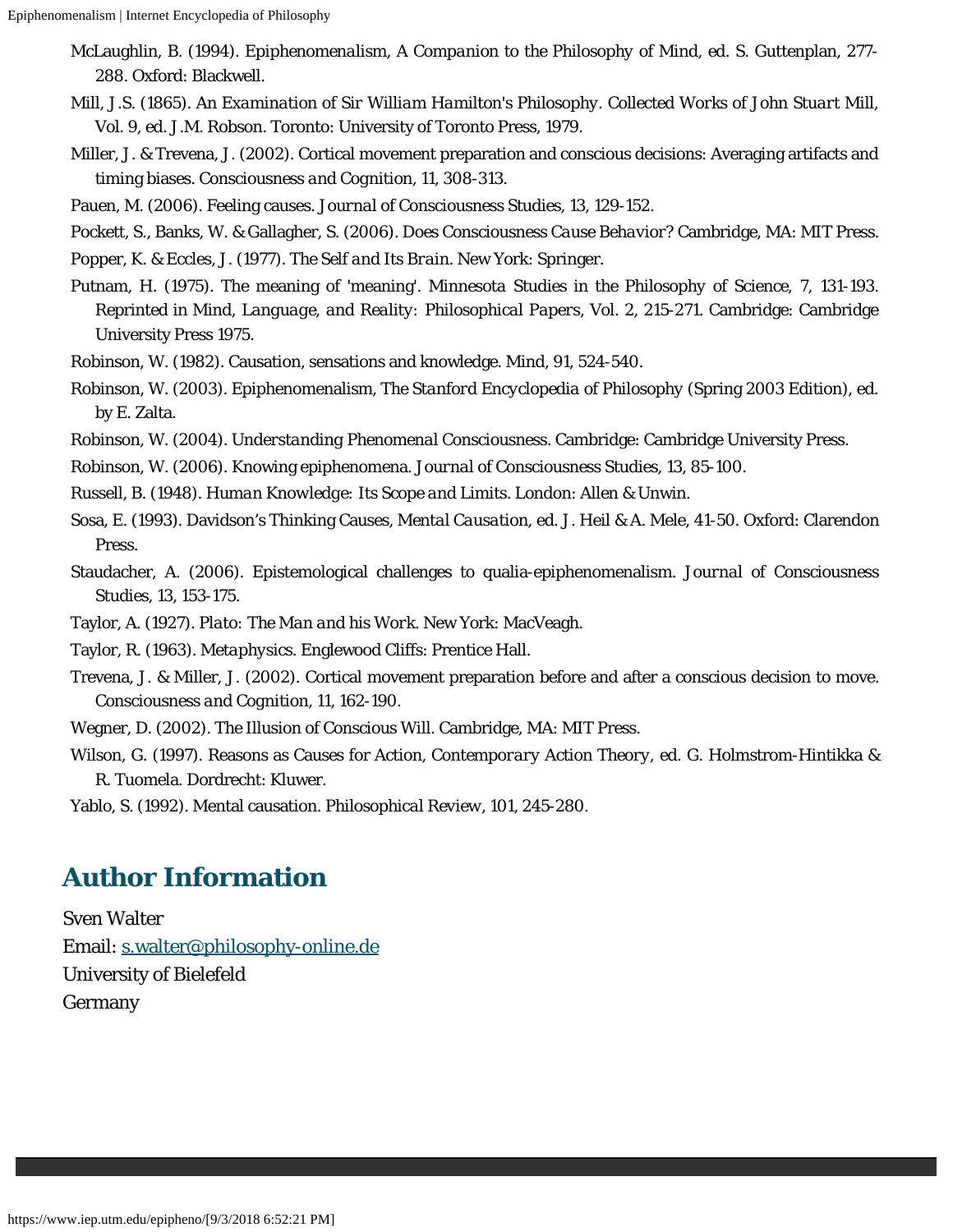McLaughlin, B. (1994). Epiphenomenalism, *A Companion to the Philosophy of Mind*, ed. S. Guttenplan, 277-288. Oxford: Blackwell.

Mill, J.S. (1865). *An Examination of Sir William Hamilton's Philosophy*. *Collected Works of John Stuart Mill*, Vol. 9, ed. J.M. Robson. Toronto: University of Toronto Press, 1979.

Miller, J. & Trevena, J. (2002). Cortical movement preparation and conscious decisions: Averaging artifacts and timing biases. *Consciousness and Cognition*, 11, 308-313.

Pauen, M. (2006). Feeling causes. *Journal of Consciousness Studies*, 13, 129-152.

Pockett, S., Banks, W. & Gallagher, S. (2006). *Does Consciousness Cause Behavior?* Cambridge, MA: MIT Press.

Popper, K. & Eccles, J. (1977). *The Self and Its Brain*. New York: Springer.

Putnam, H. (1975). The meaning of 'meaning'. *Minnesota Studies in the Philosophy of Science*, 7, 131-193. Reprinted in *Mind, Language, and Reality: Philosophical Papers*, Vol. 2, 215-271. Cambridge: Cambridge University Press 1975.

Robinson, W. (1982). Causation, sensations and knowledge. *Mind*, 91, 524-540.

Robinson, W. (2003). Epiphenomenalism, *The Stanford Encyclopedia of Philosophy (Spring 2003 Edition)*, ed. by E. Zalta.

Robinson, W. (2004). *Understanding Phenomenal Consciousness*. Cambridge: Cambridge University Press.

Robinson, W. (2006). Knowing epiphenomena. *Journal of Consciousness Studies*, 13, 85-100.

Russell, B. (1948). *Human Knowledge: Its Scope and Limits*. London: Allen & Unwin.

Sosa, E. (1993). Davidson's Thinking Causes, *Mental Causation*, ed. J. Heil & A. Mele, 41-50. Oxford: Clarendon Press.

Staudacher, A. (2006). Epistemological challenges to qualia-epiphenomenalism. *Journal of Consciousness Studies*, 13, 153-175.

Taylor, A. (1927). *Plato: The Man and his Work*. New York: MacVeagh.

Taylor, R. (1963). *Metaphysics*. Englewood Cliffs: Prentice Hall.

Trevena, J. & Miller, J. (2002). Cortical movement preparation before and after a conscious decision to move. *Consciousness and Cognition*, 11, 162-190.

Wegner, D. (2002). The Illusion of Conscious Will. Cambridge, MA: MIT Press.

Wilson, G. (1997). Reasons as Causes for Action, *Contemporary Action Theory*, ed. G. Holmstrom-Hintikka & R. Tuomela. Dordrecht: Kluwer.

Yablo, S. (1992). Mental causation. *Philosophical Review*, 101, 245-280.

## Author Information

Sven Walter
Email: s.walter@philosophy-online.de
University of Bielefeld
Germany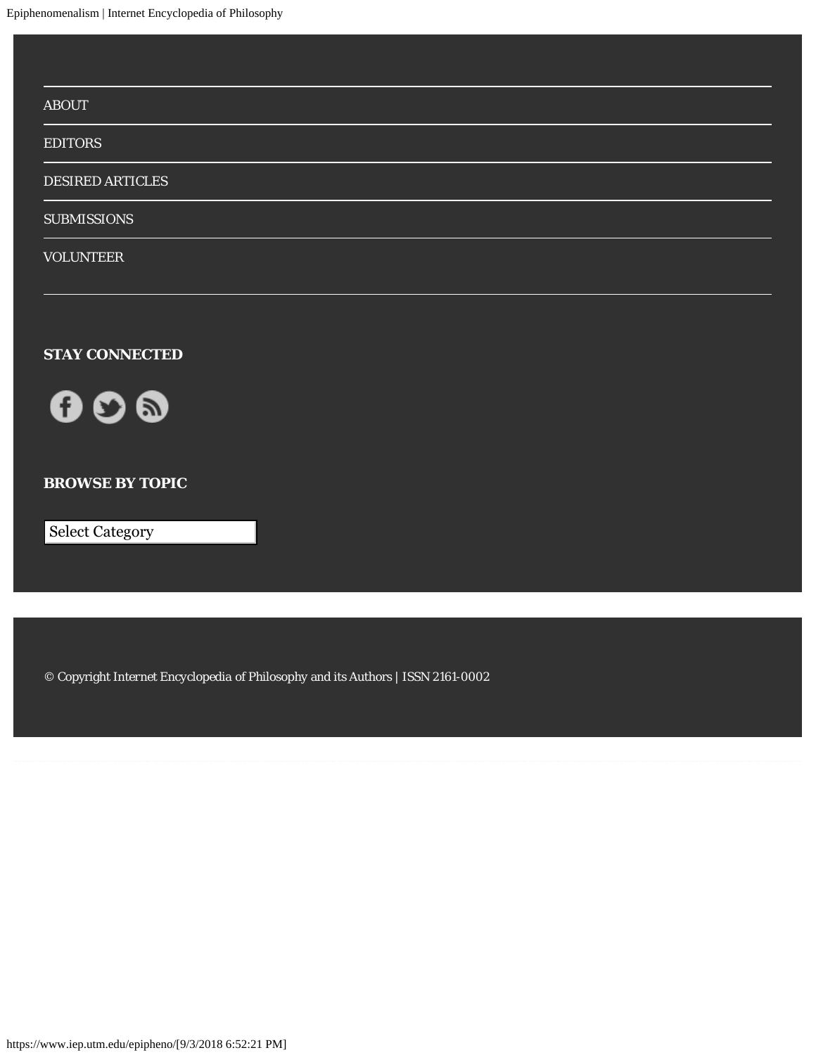ABOUT

EDITORS

DESIRED ARTICLES

SUBMISSIONS

VOLUNTEER

**STAY CONNECTED**

**BROWSE BY TOPIC**

Select Category

© Copyright Internet Encyclopedia of Philosophy and its Authors | ISSN 2161-0002